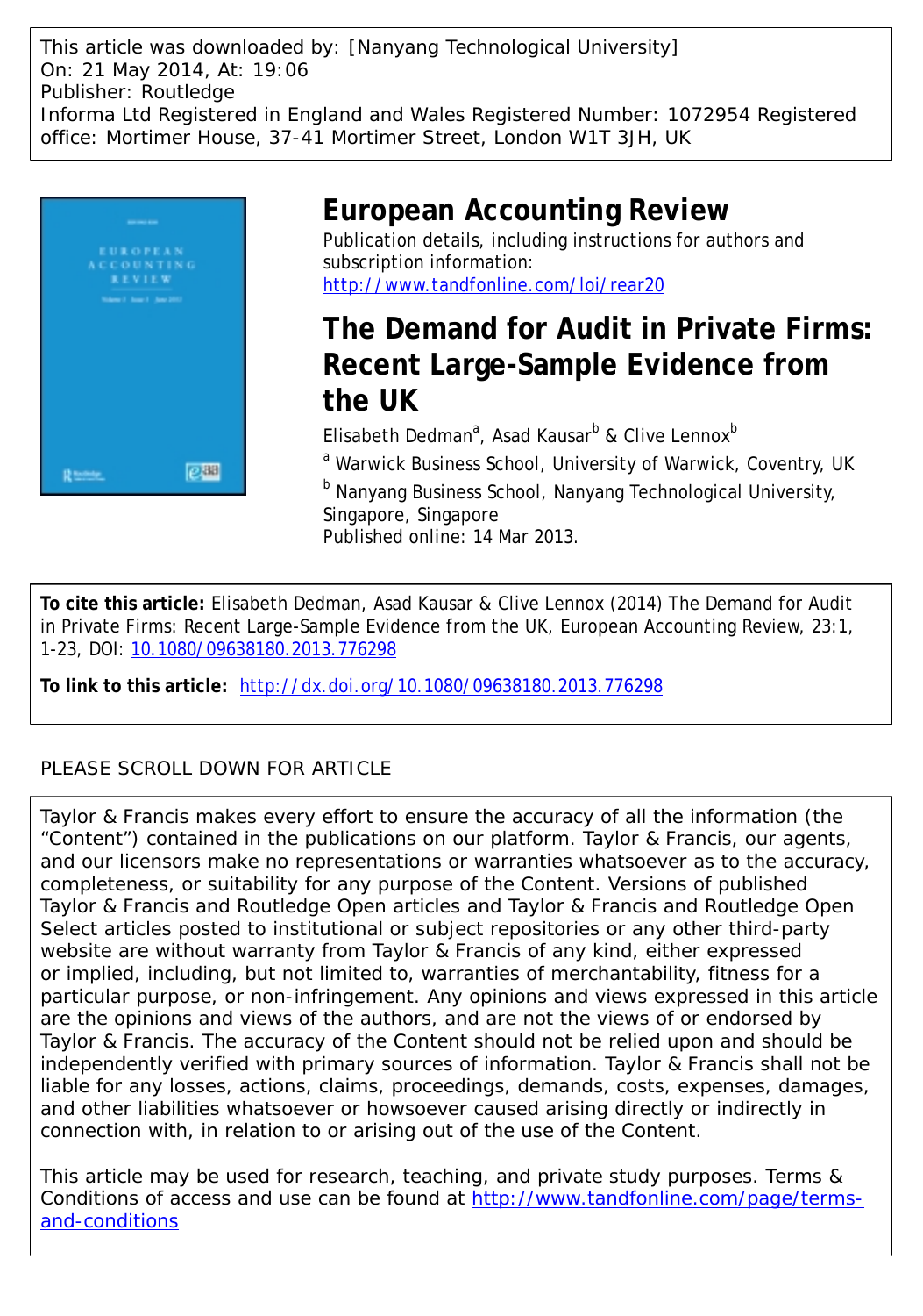This article was downloaded by: [Nanyang Technological University]
On: 21 May 2014, At: 19:06
Publisher: Routledge
Informa Ltd Registered in England and Wales Registered Number: 1072954 Registered office: Mortimer House, 37-41 Mortimer Street, London W1T 3JH, UK

# European Accounting Review

Publication details, including instructions for authors and subscription information:
http://www.tandfonline.com/loi/rear20

## The Demand for Audit in Private Firms: Recent Large-Sample Evidence from the UK

Elisabeth Dedman[a], Asad Kausar[b] & Clive Lennox[b]

[a] Warwick Business School, University of Warwick, Coventry, UK

[b] Nanyang Business School, Nanyang Technological University, Singapore, Singapore

Published online: 14 Mar 2013.

**To cite this article:** Elisabeth Dedman, Asad Kausar & Clive Lennox (2014) The Demand for Audit in Private Firms: Recent Large-Sample Evidence from the UK, European Accounting Review, 23:1, 1-23, DOI: 10.1080/09638180.2013.776298

**To link to this article:** http://dx.doi.org/10.1080/09638180.2013.776298

PLEASE SCROLL DOWN FOR ARTICLE

Taylor & Francis makes every effort to ensure the accuracy of all the information (the "Content") contained in the publications on our platform. Taylor & Francis, our agents, and our licensors make no representations or warranties whatsoever as to the accuracy, completeness, or suitability for any purpose of the Content. Versions of published Taylor & Francis and Routledge Open articles and Taylor & Francis and Routledge Open Select articles posted to institutional or subject repositories or any other third-party website are without warranty from Taylor & Francis of any kind, either expressed or implied, including, but not limited to, warranties of merchantability, fitness for a particular purpose, or non-infringement. Any opinions and views expressed in this article are the opinions and views of the authors, and are not the views of or endorsed by Taylor & Francis. The accuracy of the Content should not be relied upon and should be independently verified with primary sources of information. Taylor & Francis shall not be liable for any losses, actions, claims, proceedings, demands, costs, expenses, damages, and other liabilities whatsoever or howsoever caused arising directly or indirectly in connection with, in relation to or arising out of the use of the Content.

This article may be used for research, teaching, and private study purposes. Terms & Conditions of access and use can be found at http://www.tandfonline.com/page/terms-and-conditions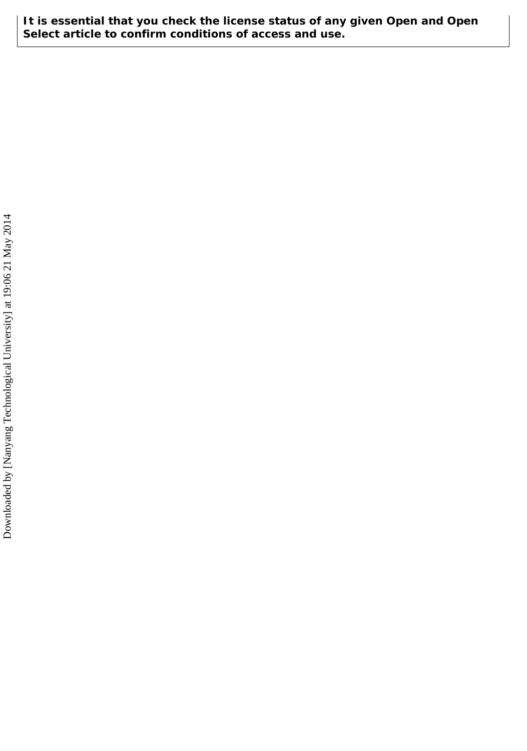**It is essential that you check the license status of any given Open and Open Select article to confirm conditions of access and use.**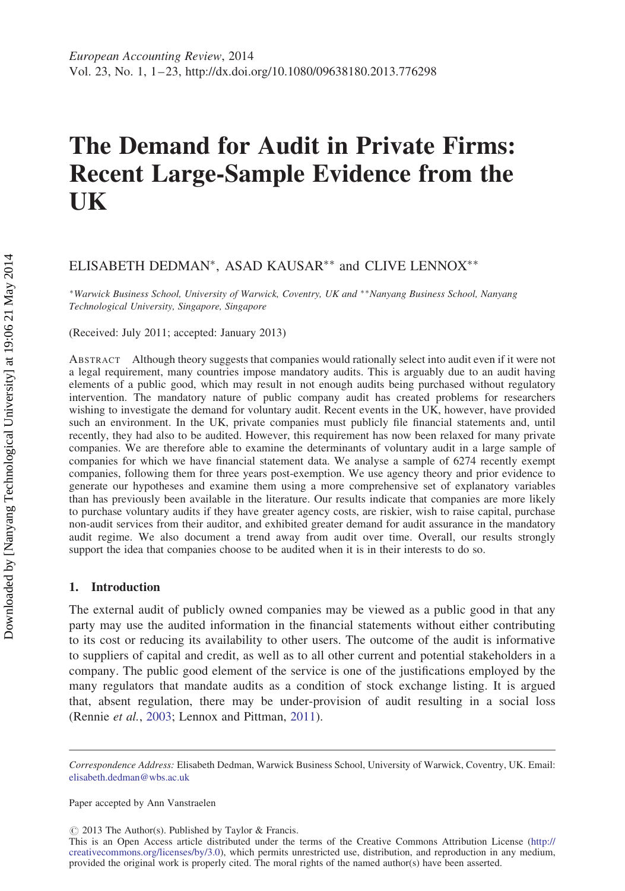# The Demand for Audit in Private Firms: Recent Large-Sample Evidence from the UK

ELISABETH DEDMAN*, ASAD KAUSAR** and CLIVE LENNOX**

*Warwick Business School, University of Warwick, Coventry, UK and **Nanyang Business School, Nanyang Technological University, Singapore, Singapore*

(Received: July 2011; accepted: January 2013)

ABSTRACT Although theory suggests that companies would rationally select into audit even if it were not a legal requirement, many countries impose mandatory audits. This is arguably due to an audit having elements of a public good, which may result in not enough audits being purchased without regulatory intervention. The mandatory nature of public company audit has created problems for researchers wishing to investigate the demand for voluntary audit. Recent events in the UK, however, have provided such an environment. In the UK, private companies must publicly file financial statements and, until recently, they had also to be audited. However, this requirement has now been relaxed for many private companies. We are therefore able to examine the determinants of voluntary audit in a large sample of companies for which we have financial statement data. We analyse a sample of 6274 recently exempt companies, following them for three years post-exemption. We use agency theory and prior evidence to generate our hypotheses and examine them using a more comprehensive set of explanatory variables than has previously been available in the literature. Our results indicate that companies are more likely to purchase voluntary audits if they have greater agency costs, are riskier, wish to raise capital, purchase non-audit services from their auditor, and exhibited greater demand for audit assurance in the mandatory audit regime. We also document a trend away from audit over time. Overall, our results strongly support the idea that companies choose to be audited when it is in their interests to do so.

## 1. Introduction

The external audit of publicly owned companies may be viewed as a public good in that any party may use the audited information in the financial statements without either contributing to its cost or reducing its availability to other users. The outcome of the audit is informative to suppliers of capital and credit, as well as to all other current and potential stakeholders in a company. The public good element of the service is one of the justifications employed by the many regulators that mandate audits as a condition of stock exchange listing. It is argued that, absent regulation, there may be under-provision of audit resulting in a social loss (Rennie *et al.*, 2003; Lennox and Pittman, 2011).

---

*Correspondence Address:* Elisabeth Dedman, Warwick Business School, University of Warwick, Coventry, UK. Email: elisabeth.dedman@wbs.ac.uk

Paper accepted by Ann Vanstraelen

© 2013 The Author(s). Published by Taylor & Francis.
This is an Open Access article distributed under the terms of the Creative Commons Attribution License (http://creativecommons.org/licenses/by/3.0), which permits unrestricted use, distribution, and reproduction in any medium, provided the original work is properly cited. The moral rights of the named author(s) have been asserted.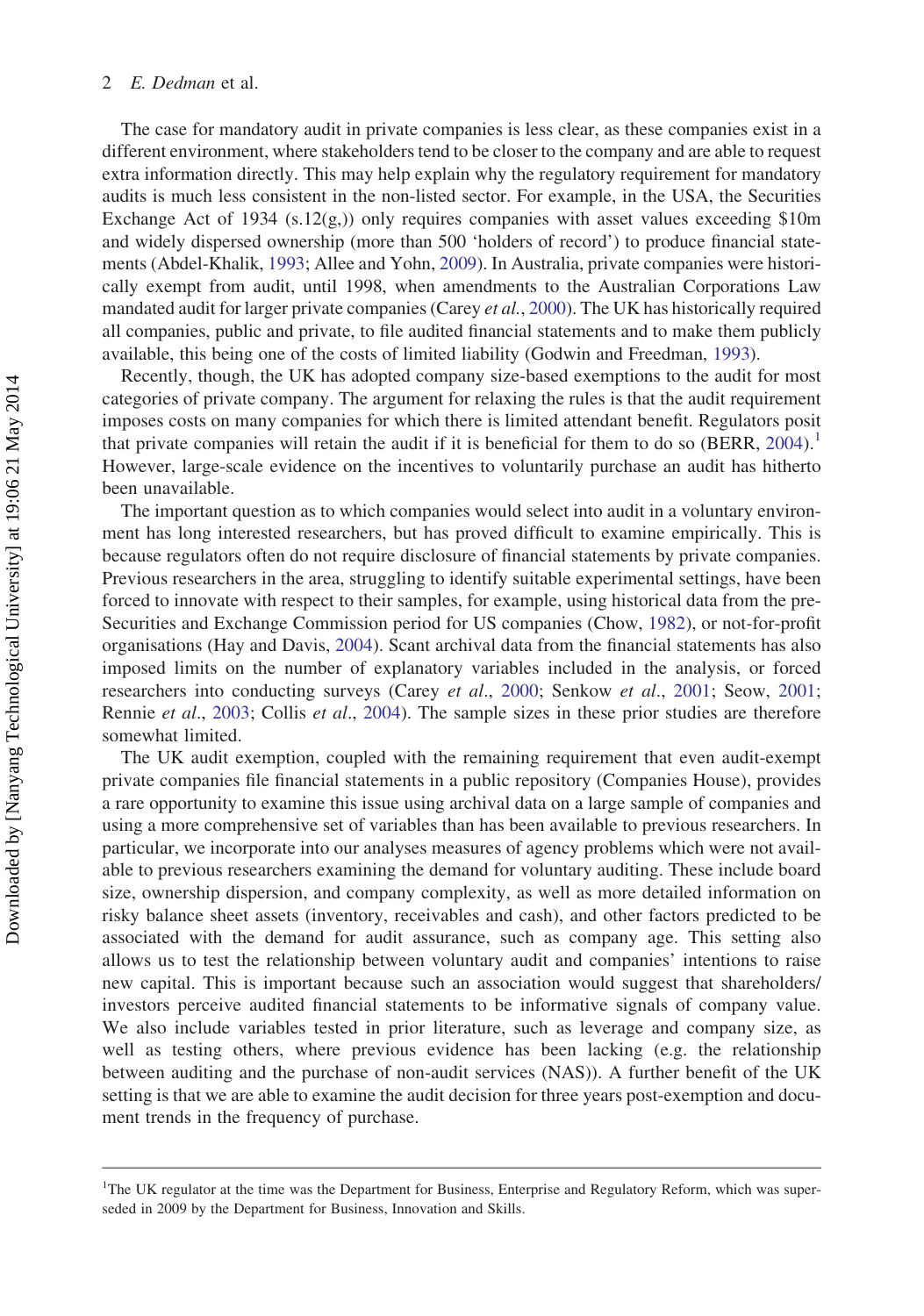The case for mandatory audit in private companies is less clear, as these companies exist in a different environment, where stakeholders tend to be closer to the company and are able to request extra information directly. This may help explain why the regulatory requirement for mandatory audits is much less consistent in the non-listed sector. For example, in the USA, the Securities Exchange Act of 1934 (s.12(g,)) only requires companies with asset values exceeding $10m and widely dispersed ownership (more than 500 'holders of record') to produce financial statements (Abdel-Khalik, 1993; Allee and Yohn, 2009). In Australia, private companies were historically exempt from audit, until 1998, when amendments to the Australian Corporations Law mandated audit for larger private companies (Carey *et al.*, 2000). The UK has historically required all companies, public and private, to file audited financial statements and to make them publicly available, this being one of the costs of limited liability (Godwin and Freedman, 1993).

Recently, though, the UK has adopted company size-based exemptions to the audit for most categories of private company. The argument for relaxing the rules is that the audit requirement imposes costs on many companies for which there is limited attendant benefit. Regulators posit that private companies will retain the audit if it is beneficial for them to do so (BERR, 2004).[1] However, large-scale evidence on the incentives to voluntarily purchase an audit has hitherto been unavailable.

The important question as to which companies would select into audit in a voluntary environment has long interested researchers, but has proved difficult to examine empirically. This is because regulators often do not require disclosure of financial statements by private companies. Previous researchers in the area, struggling to identify suitable experimental settings, have been forced to innovate with respect to their samples, for example, using historical data from the pre-Securities and Exchange Commission period for US companies (Chow, 1982), or not-for-profit organisations (Hay and Davis, 2004). Scant archival data from the financial statements has also imposed limits on the number of explanatory variables included in the analysis, or forced researchers into conducting surveys (Carey *et al.*, 2000; Senkow *et al.*, 2001; Seow, 2001; Rennie *et al.*, 2003; Collis *et al.*, 2004). The sample sizes in these prior studies are therefore somewhat limited.

The UK audit exemption, coupled with the remaining requirement that even audit-exempt private companies file financial statements in a public repository (Companies House), provides a rare opportunity to examine this issue using archival data on a large sample of companies and using a more comprehensive set of variables than has been available to previous researchers. In particular, we incorporate into our analyses measures of agency problems which were not available to previous researchers examining the demand for voluntary auditing. These include board size, ownership dispersion, and company complexity, as well as more detailed information on risky balance sheet assets (inventory, receivables and cash), and other factors predicted to be associated with the demand for audit assurance, such as company age. This setting also allows us to test the relationship between voluntary audit and companies' intentions to raise new capital. This is important because such an association would suggest that shareholders/investors perceive audited financial statements to be informative signals of company value. We also include variables tested in prior literature, such as leverage and company size, as well as testing others, where previous evidence has been lacking (e.g. the relationship between auditing and the purchase of non-audit services (NAS)). A further benefit of the UK setting is that we are able to examine the audit decision for three years post-exemption and document trends in the frequency of purchase.

---

[1] The UK regulator at the time was the Department for Business, Enterprise and Regulatory Reform, which was superseded in 2009 by the Department for Business, Innovation and Skills.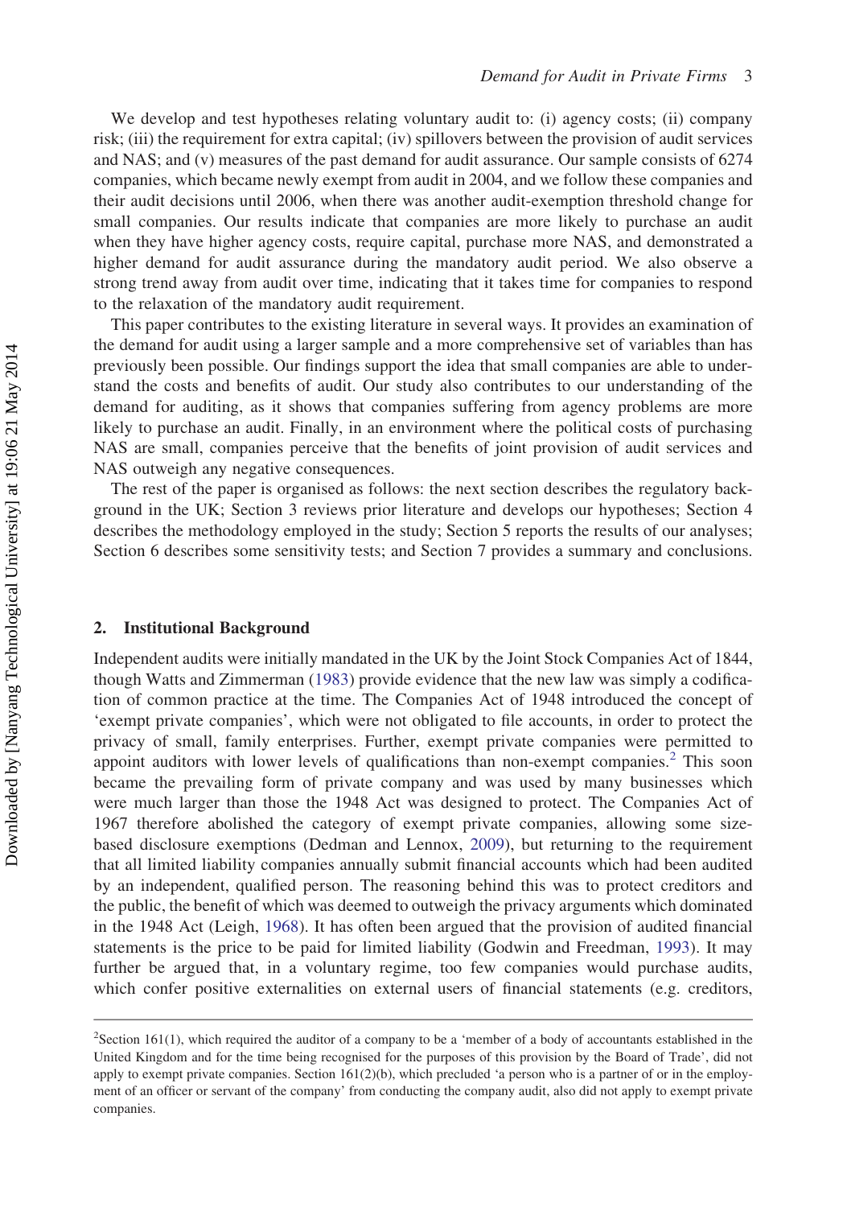We develop and test hypotheses relating voluntary audit to: (i) agency costs; (ii) company risk; (iii) the requirement for extra capital; (iv) spillovers between the provision of audit services and NAS; and (v) measures of the past demand for audit assurance. Our sample consists of 6274 companies, which became newly exempt from audit in 2004, and we follow these companies and their audit decisions until 2006, when there was another audit-exemption threshold change for small companies. Our results indicate that companies are more likely to purchase an audit when they have higher agency costs, require capital, purchase more NAS, and demonstrated a higher demand for audit assurance during the mandatory audit period. We also observe a strong trend away from audit over time, indicating that it takes time for companies to respond to the relaxation of the mandatory audit requirement.

This paper contributes to the existing literature in several ways. It provides an examination of the demand for audit using a larger sample and a more comprehensive set of variables than has previously been possible. Our findings support the idea that small companies are able to understand the costs and benefits of audit. Our study also contributes to our understanding of the demand for auditing, as it shows that companies suffering from agency problems are more likely to purchase an audit. Finally, in an environment where the political costs of purchasing NAS are small, companies perceive that the benefits of joint provision of audit services and NAS outweigh any negative consequences.

The rest of the paper is organised as follows: the next section describes the regulatory background in the UK; Section 3 reviews prior literature and develops our hypotheses; Section 4 describes the methodology employed in the study; Section 5 reports the results of our analyses; Section 6 describes some sensitivity tests; and Section 7 provides a summary and conclusions.

## 2. Institutional Background

Independent audits were initially mandated in the UK by the Joint Stock Companies Act of 1844, though Watts and Zimmerman (1983) provide evidence that the new law was simply a codification of common practice at the time. The Companies Act of 1948 introduced the concept of 'exempt private companies', which were not obligated to file accounts, in order to protect the privacy of small, family enterprises. Further, exempt private companies were permitted to appoint auditors with lower levels of qualifications than non-exempt companies.[2] This soon became the prevailing form of private company and was used by many businesses which were much larger than those the 1948 Act was designed to protect. The Companies Act of 1967 therefore abolished the category of exempt private companies, allowing some size-based disclosure exemptions (Dedman and Lennox, 2009), but returning to the requirement that all limited liability companies annually submit financial accounts which had been audited by an independent, qualified person. The reasoning behind this was to protect creditors and the public, the benefit of which was deemed to outweigh the privacy arguments which dominated in the 1948 Act (Leigh, 1968). It has often been argued that the provision of audited financial statements is the price to be paid for limited liability (Godwin and Freedman, 1993). It may further be argued that, in a voluntary regime, too few companies would purchase audits, which confer positive externalities on external users of financial statements (e.g. creditors,

---

[2]Section 161(1), which required the auditor of a company to be a 'member of a body of accountants established in the United Kingdom and for the time being recognised for the purposes of this provision by the Board of Trade', did not apply to exempt private companies. Section 161(2)(b), which precluded 'a person who is a partner of or in the employment of an officer or servant of the company' from conducting the company audit, also did not apply to exempt private companies.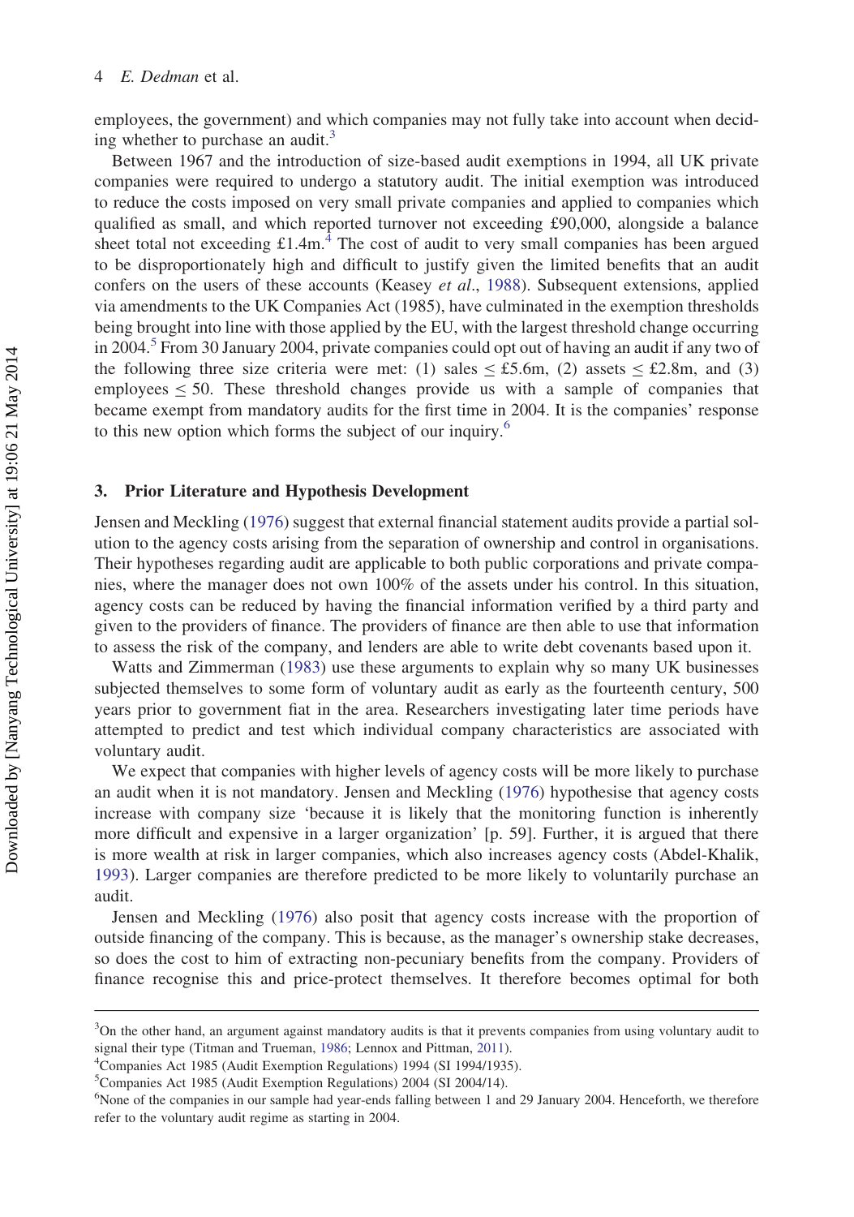employees, the government) and which companies may not fully take into account when deciding whether to purchase an audit.[3]

Between 1967 and the introduction of size-based audit exemptions in 1994, all UK private companies were required to undergo a statutory audit. The initial exemption was introduced to reduce the costs imposed on very small private companies and applied to companies which qualified as small, and which reported turnover not exceeding £90,000, alongside a balance sheet total not exceeding £1.4m.[4] The cost of audit to very small companies has been argued to be disproportionately high and difficult to justify given the limited benefits that an audit confers on the users of these accounts (Keasey *et al*., 1988). Subsequent extensions, applied via amendments to the UK Companies Act (1985), have culminated in the exemption thresholds being brought into line with those applied by the EU, with the largest threshold change occurring in 2004.[5] From 30 January 2004, private companies could opt out of having an audit if any two of the following three size criteria were met: (1) sales ≤ £5.6m, (2) assets ≤ £2.8m, and (3) employees ≤ 50. These threshold changes provide us with a sample of companies that became exempt from mandatory audits for the first time in 2004. It is the companies' response to this new option which forms the subject of our inquiry.[6]

## 3. Prior Literature and Hypothesis Development

Jensen and Meckling (1976) suggest that external financial statement audits provide a partial solution to the agency costs arising from the separation of ownership and control in organisations. Their hypotheses regarding audit are applicable to both public corporations and private companies, where the manager does not own 100% of the assets under his control. In this situation, agency costs can be reduced by having the financial information verified by a third party and given to the providers of finance. The providers of finance are then able to use that information to assess the risk of the company, and lenders are able to write debt covenants based upon it.

Watts and Zimmerman (1983) use these arguments to explain why so many UK businesses subjected themselves to some form of voluntary audit as early as the fourteenth century, 500 years prior to government fiat in the area. Researchers investigating later time periods have attempted to predict and test which individual company characteristics are associated with voluntary audit.

We expect that companies with higher levels of agency costs will be more likely to purchase an audit when it is not mandatory. Jensen and Meckling (1976) hypothesise that agency costs increase with company size 'because it is likely that the monitoring function is inherently more difficult and expensive in a larger organization' [p. 59]. Further, it is argued that there is more wealth at risk in larger companies, which also increases agency costs (Abdel-Khalik, 1993). Larger companies are therefore predicted to be more likely to voluntarily purchase an audit.

Jensen and Meckling (1976) also posit that agency costs increase with the proportion of outside financing of the company. This is because, as the manager's ownership stake decreases, so does the cost to him of extracting non-pecuniary benefits from the company. Providers of finance recognise this and price-protect themselves. It therefore becomes optimal for both

---

[3] On the other hand, an argument against mandatory audits is that it prevents companies from using voluntary audit to signal their type (Titman and Trueman, 1986; Lennox and Pittman, 2011).

[4] Companies Act 1985 (Audit Exemption Regulations) 1994 (SI 1994/1935).

[5] Companies Act 1985 (Audit Exemption Regulations) 2004 (SI 2004/14).

[6] None of the companies in our sample had year-ends falling between 1 and 29 January 2004. Henceforth, we therefore refer to the voluntary audit regime as starting in 2004.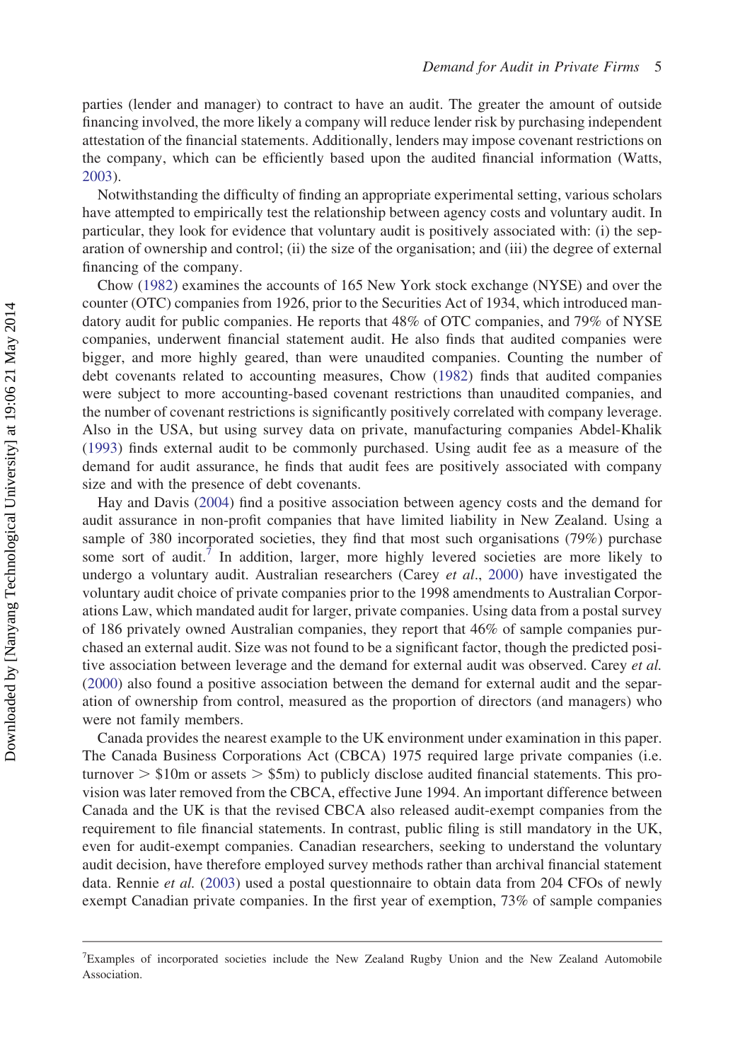parties (lender and manager) to contract to have an audit. The greater the amount of outside financing involved, the more likely a company will reduce lender risk by purchasing independent attestation of the financial statements. Additionally, lenders may impose covenant restrictions on the company, which can be efficiently based upon the audited financial information (Watts, 2003).

Notwithstanding the difficulty of finding an appropriate experimental setting, various scholars have attempted to empirically test the relationship between agency costs and voluntary audit. In particular, they look for evidence that voluntary audit is positively associated with: (i) the separation of ownership and control; (ii) the size of the organisation; and (iii) the degree of external financing of the company.

Chow (1982) examines the accounts of 165 New York stock exchange (NYSE) and over the counter (OTC) companies from 1926, prior to the Securities Act of 1934, which introduced mandatory audit for public companies. He reports that 48% of OTC companies, and 79% of NYSE companies, underwent financial statement audit. He also finds that audited companies were bigger, and more highly geared, than were unaudited companies. Counting the number of debt covenants related to accounting measures, Chow (1982) finds that audited companies were subject to more accounting-based covenant restrictions than unaudited companies, and the number of covenant restrictions is significantly positively correlated with company leverage. Also in the USA, but using survey data on private, manufacturing companies Abdel-Khalik (1993) finds external audit to be commonly purchased. Using audit fee as a measure of the demand for audit assurance, he finds that audit fees are positively associated with company size and with the presence of debt covenants.

Hay and Davis (2004) find a positive association between agency costs and the demand for audit assurance in non-profit companies that have limited liability in New Zealand. Using a sample of 380 incorporated societies, they find that most such organisations (79%) purchase some sort of audit.[7] In addition, larger, more highly levered societies are more likely to undergo a voluntary audit. Australian researchers (Carey *et al*., 2000) have investigated the voluntary audit choice of private companies prior to the 1998 amendments to Australian Corporations Law, which mandated audit for larger, private companies. Using data from a postal survey of 186 privately owned Australian companies, they report that 46% of sample companies purchased an external audit. Size was not found to be a significant factor, though the predicted positive association between leverage and the demand for external audit was observed. Carey *et al.* (2000) also found a positive association between the demand for external audit and the separation of ownership from control, measured as the proportion of directors (and managers) who were not family members.

Canada provides the nearest example to the UK environment under examination in this paper. The Canada Business Corporations Act (CBCA) 1975 required large private companies (i.e. turnover > $10m or assets > $5m) to publicly disclose audited financial statements. This provision was later removed from the CBCA, effective June 1994. An important difference between Canada and the UK is that the revised CBCA also released audit-exempt companies from the requirement to file financial statements. In contrast, public filing is still mandatory in the UK, even for audit-exempt companies. Canadian researchers, seeking to understand the voluntary audit decision, have therefore employed survey methods rather than archival financial statement data. Rennie *et al.* (2003) used a postal questionnaire to obtain data from 204 CFOs of newly exempt Canadian private companies. In the first year of exemption, 73% of sample companies

[7] Examples of incorporated societies include the New Zealand Rugby Union and the New Zealand Automobile Association.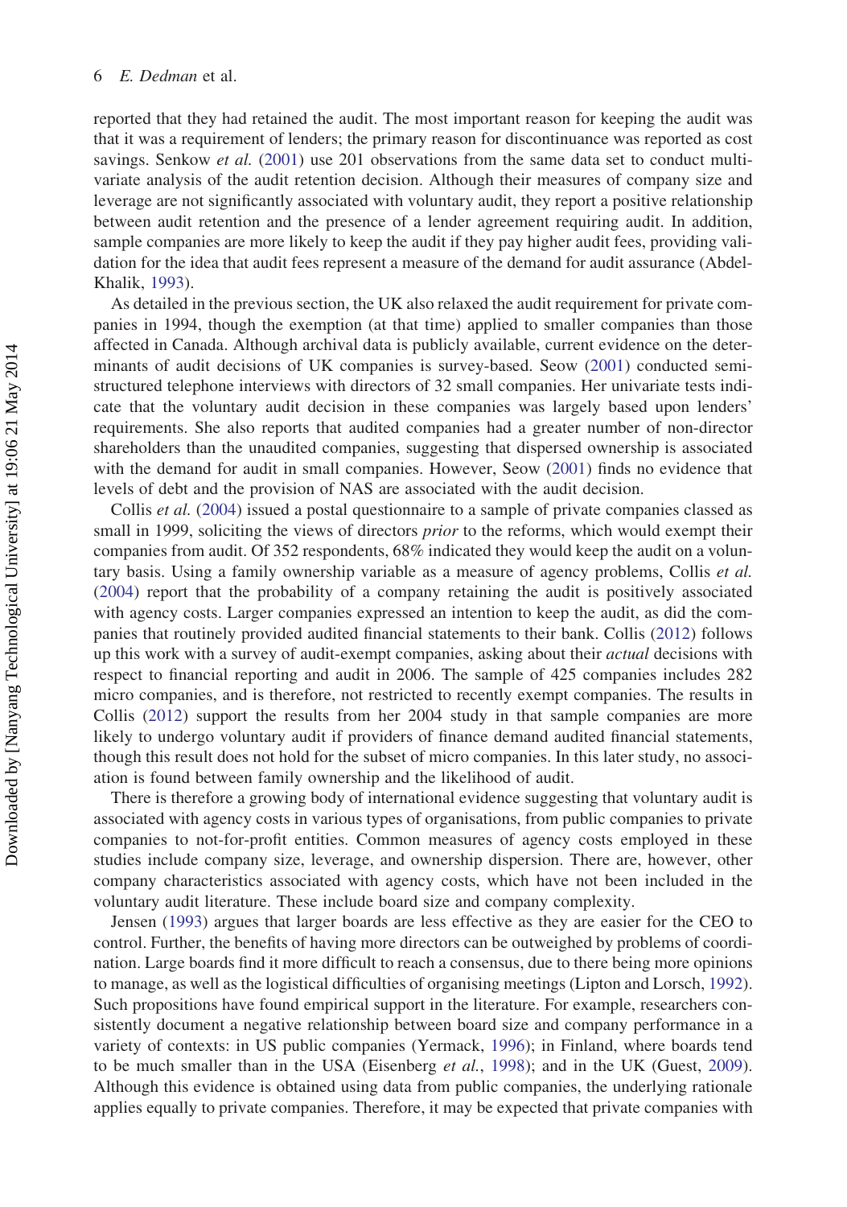reported that they had retained the audit. The most important reason for keeping the audit was that it was a requirement of lenders; the primary reason for discontinuance was reported as cost savings. Senkow *et al.* (2001) use 201 observations from the same data set to conduct multivariate analysis of the audit retention decision. Although their measures of company size and leverage are not significantly associated with voluntary audit, they report a positive relationship between audit retention and the presence of a lender agreement requiring audit. In addition, sample companies are more likely to keep the audit if they pay higher audit fees, providing validation for the idea that audit fees represent a measure of the demand for audit assurance (Abdel-Khalik, 1993).

As detailed in the previous section, the UK also relaxed the audit requirement for private companies in 1994, though the exemption (at that time) applied to smaller companies than those affected in Canada. Although archival data is publicly available, current evidence on the determinants of audit decisions of UK companies is survey-based. Seow (2001) conducted semi-structured telephone interviews with directors of 32 small companies. Her univariate tests indicate that the voluntary audit decision in these companies was largely based upon lenders' requirements. She also reports that audited companies had a greater number of non-director shareholders than the unaudited companies, suggesting that dispersed ownership is associated with the demand for audit in small companies. However, Seow (2001) finds no evidence that levels of debt and the provision of NAS are associated with the audit decision.

Collis *et al.* (2004) issued a postal questionnaire to a sample of private companies classed as small in 1999, soliciting the views of directors *prior* to the reforms, which would exempt their companies from audit. Of 352 respondents, 68% indicated they would keep the audit on a voluntary basis. Using a family ownership variable as a measure of agency problems, Collis *et al.* (2004) report that the probability of a company retaining the audit is positively associated with agency costs. Larger companies expressed an intention to keep the audit, as did the companies that routinely provided audited financial statements to their bank. Collis (2012) follows up this work with a survey of audit-exempt companies, asking about their *actual* decisions with respect to financial reporting and audit in 2006. The sample of 425 companies includes 282 micro companies, and is therefore, not restricted to recently exempt companies. The results in Collis (2012) support the results from her 2004 study in that sample companies are more likely to undergo voluntary audit if providers of finance demand audited financial statements, though this result does not hold for the subset of micro companies. In this later study, no association is found between family ownership and the likelihood of audit.

There is therefore a growing body of international evidence suggesting that voluntary audit is associated with agency costs in various types of organisations, from public companies to private companies to not-for-profit entities. Common measures of agency costs employed in these studies include company size, leverage, and ownership dispersion. There are, however, other company characteristics associated with agency costs, which have not been included in the voluntary audit literature. These include board size and company complexity.

Jensen (1993) argues that larger boards are less effective as they are easier for the CEO to control. Further, the benefits of having more directors can be outweighed by problems of coordination. Large boards find it more difficult to reach a consensus, due to there being more opinions to manage, as well as the logistical difficulties of organising meetings (Lipton and Lorsch, 1992). Such propositions have found empirical support in the literature. For example, researchers consistently document a negative relationship between board size and company performance in a variety of contexts: in US public companies (Yermack, 1996); in Finland, where boards tend to be much smaller than in the USA (Eisenberg *et al.*, 1998); and in the UK (Guest, 2009). Although this evidence is obtained using data from public companies, the underlying rationale applies equally to private companies. Therefore, it may be expected that private companies with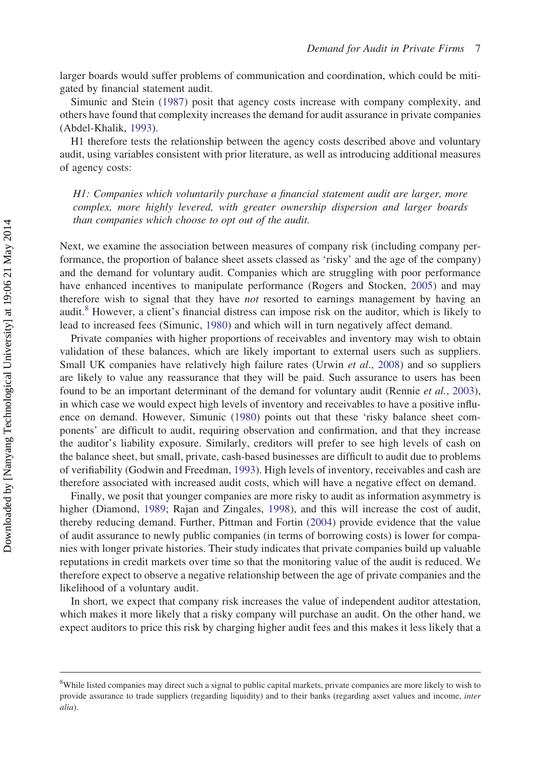larger boards would suffer problems of communication and coordination, which could be mitigated by financial statement audit.

Simunic and Stein (1987) posit that agency costs increase with company complexity, and others have found that complexity increases the demand for audit assurance in private companies (Abdel-Khalik, 1993).

H1 therefore tests the relationship between the agency costs described above and voluntary audit, using variables consistent with prior literature, as well as introducing additional measures of agency costs:

*H1: Companies which voluntarily purchase a financial statement audit are larger, more complex, more highly levered, with greater ownership dispersion and larger boards than companies which choose to opt out of the audit.*

Next, we examine the association between measures of company risk (including company performance, the proportion of balance sheet assets classed as 'risky' and the age of the company) and the demand for voluntary audit. Companies which are struggling with poor performance have enhanced incentives to manipulate performance (Rogers and Stocken, 2005) and may therefore wish to signal that they have *not* resorted to earnings management by having an audit.[8] However, a client's financial distress can impose risk on the auditor, which is likely to lead to increased fees (Simunic, 1980) and which will in turn negatively affect demand.

Private companies with higher proportions of receivables and inventory may wish to obtain validation of these balances, which are likely important to external users such as suppliers. Small UK companies have relatively high failure rates (Urwin *et al*., 2008) and so suppliers are likely to value any reassurance that they will be paid. Such assurance to users has been found to be an important determinant of the demand for voluntary audit (Rennie *et al.*, 2003), in which case we would expect high levels of inventory and receivables to have a positive influence on demand. However, Simunic (1980) points out that these 'risky balance sheet components' are difficult to audit, requiring observation and confirmation, and that they increase the auditor's liability exposure. Similarly, creditors will prefer to see high levels of cash on the balance sheet, but small, private, cash-based businesses are difficult to audit due to problems of verifiability (Godwin and Freedman, 1993). High levels of inventory, receivables and cash are therefore associated with increased audit costs, which will have a negative effect on demand.

Finally, we posit that younger companies are more risky to audit as information asymmetry is higher (Diamond, 1989; Rajan and Zingales, 1998), and this will increase the cost of audit, thereby reducing demand. Further, Pittman and Fortin (2004) provide evidence that the value of audit assurance to newly public companies (in terms of borrowing costs) is lower for companies with longer private histories. Their study indicates that private companies build up valuable reputations in credit markets over time so that the monitoring value of the audit is reduced. We therefore expect to observe a negative relationship between the age of private companies and the likelihood of a voluntary audit.

In short, we expect that company risk increases the value of independent auditor attestation, which makes it more likely that a risky company will purchase an audit. On the other hand, we expect auditors to price this risk by charging higher audit fees and this makes it less likely that a

---

[8]While listed companies may direct such a signal to public capital markets, private companies are more likely to wish to provide assurance to trade suppliers (regarding liquidity) and to their banks (regarding asset values and income, *inter alia*).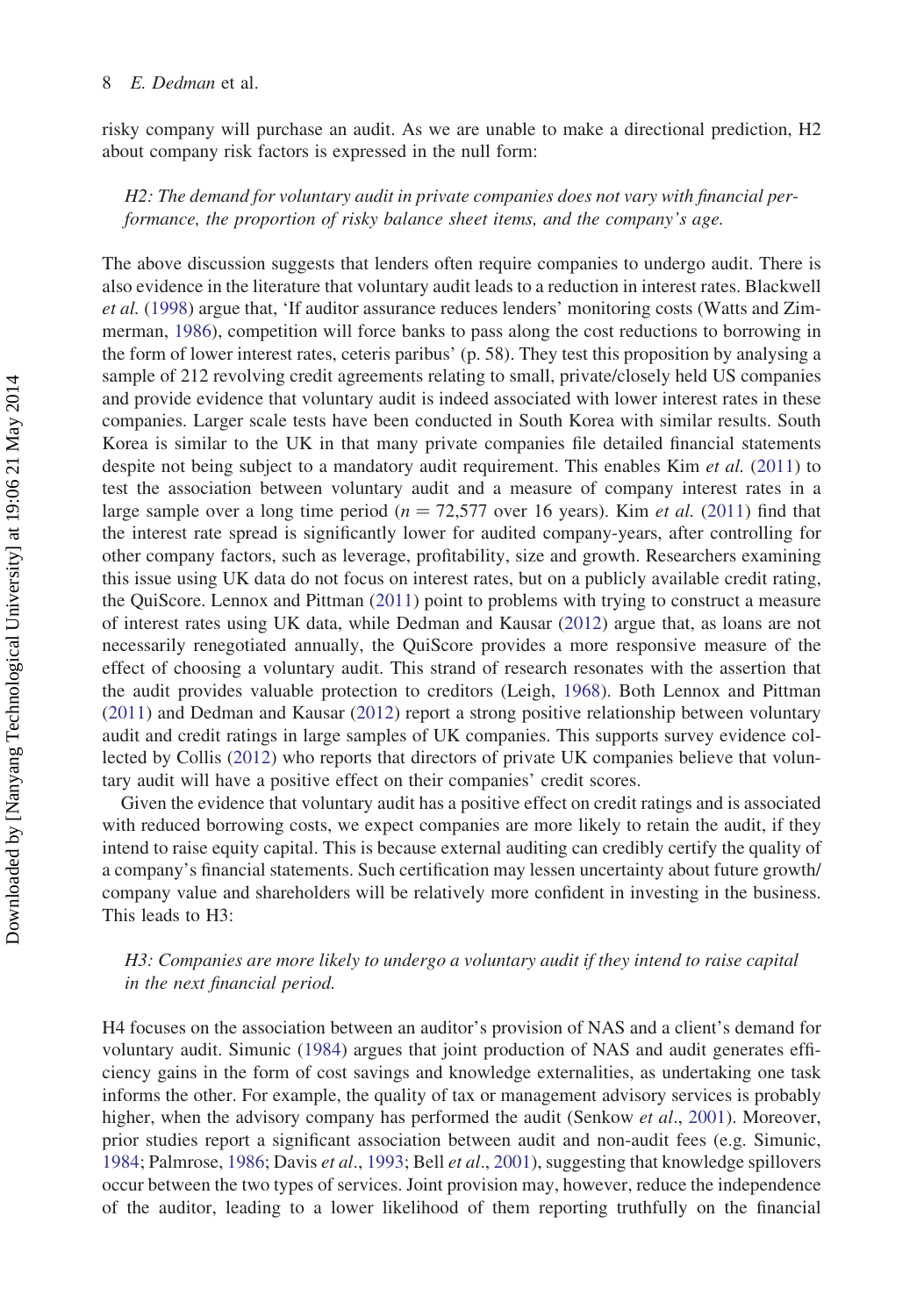risky company will purchase an audit. As we are unable to make a directional prediction, H2 about company risk factors is expressed in the null form:

> *H2: The demand for voluntary audit in private companies does not vary with financial performance, the proportion of risky balance sheet items, and the company's age.*

The above discussion suggests that lenders often require companies to undergo audit. There is also evidence in the literature that voluntary audit leads to a reduction in interest rates. Blackwell *et al.* (1998) argue that, 'If auditor assurance reduces lenders' monitoring costs (Watts and Zimmerman, 1986), competition will force banks to pass along the cost reductions to borrowing in the form of lower interest rates, ceteris paribus' (p. 58). They test this proposition by analysing a sample of 212 revolving credit agreements relating to small, private/closely held US companies and provide evidence that voluntary audit is indeed associated with lower interest rates in these companies. Larger scale tests have been conducted in South Korea with similar results. South Korea is similar to the UK in that many private companies file detailed financial statements despite not being subject to a mandatory audit requirement. This enables Kim *et al.* (2011) to test the association between voluntary audit and a measure of company interest rates in a large sample over a long time period ($n = 72{,}577$ over 16 years). Kim *et al.* (2011) find that the interest rate spread is significantly lower for audited company-years, after controlling for other company factors, such as leverage, profitability, size and growth. Researchers examining this issue using UK data do not focus on interest rates, but on a publicly available credit rating, the QuiScore. Lennox and Pittman (2011) point to problems with trying to construct a measure of interest rates using UK data, while Dedman and Kausar (2012) argue that, as loans are not necessarily renegotiated annually, the QuiScore provides a more responsive measure of the effect of choosing a voluntary audit. This strand of research resonates with the assertion that the audit provides valuable protection to creditors (Leigh, 1968). Both Lennox and Pittman (2011) and Dedman and Kausar (2012) report a strong positive relationship between voluntary audit and credit ratings in large samples of UK companies. This supports survey evidence collected by Collis (2012) who reports that directors of private UK companies believe that voluntary audit will have a positive effect on their companies' credit scores.

Given the evidence that voluntary audit has a positive effect on credit ratings and is associated with reduced borrowing costs, we expect companies are more likely to retain the audit, if they intend to raise equity capital. This is because external auditing can credibly certify the quality of a company's financial statements. Such certification may lessen uncertainty about future growth/company value and shareholders will be relatively more confident in investing in the business. This leads to H3:

> *H3: Companies are more likely to undergo a voluntary audit if they intend to raise capital in the next financial period.*

H4 focuses on the association between an auditor's provision of NAS and a client's demand for voluntary audit. Simunic (1984) argues that joint production of NAS and audit generates efficiency gains in the form of cost savings and knowledge externalities, as undertaking one task informs the other. For example, the quality of tax or management advisory services is probably higher, when the advisory company has performed the audit (Senkow *et al.*, 2001). Moreover, prior studies report a significant association between audit and non-audit fees (e.g. Simunic, 1984; Palmrose, 1986; Davis *et al.*, 1993; Bell *et al.*, 2001), suggesting that knowledge spillovers occur between the two types of services. Joint provision may, however, reduce the independence of the auditor, leading to a lower likelihood of them reporting truthfully on the financial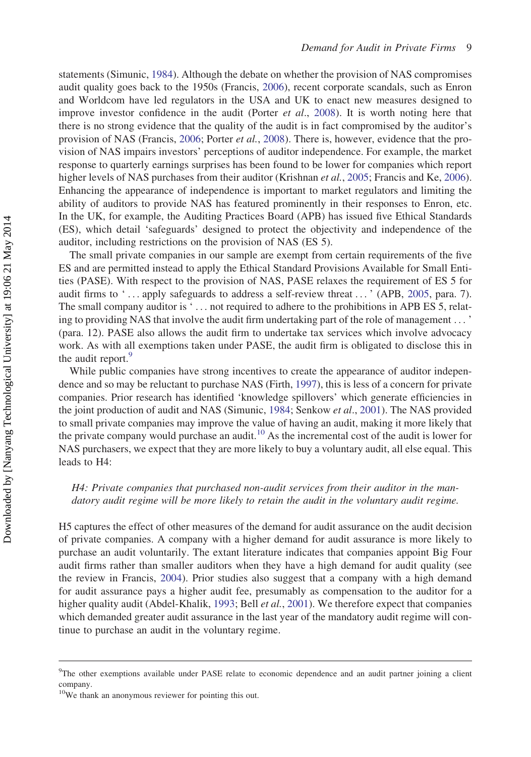statements (Simunic, 1984). Although the debate on whether the provision of NAS compromises audit quality goes back to the 1950s (Francis, 2006), recent corporate scandals, such as Enron and Worldcom have led regulators in the USA and UK to enact new measures designed to improve investor confidence in the audit (Porter *et al*., 2008). It is worth noting here that there is no strong evidence that the quality of the audit is in fact compromised by the auditor's provision of NAS (Francis, 2006; Porter *et al.*, 2008). There is, however, evidence that the provision of NAS impairs investors' perceptions of auditor independence. For example, the market response to quarterly earnings surprises has been found to be lower for companies which report higher levels of NAS purchases from their auditor (Krishnan *et al.*, 2005; Francis and Ke, 2006). Enhancing the appearance of independence is important to market regulators and limiting the ability of auditors to provide NAS has featured prominently in their responses to Enron, etc. In the UK, for example, the Auditing Practices Board (APB) has issued five Ethical Standards (ES), which detail 'safeguards' designed to protect the objectivity and independence of the auditor, including restrictions on the provision of NAS (ES 5).

The small private companies in our sample are exempt from certain requirements of the five ES and are permitted instead to apply the Ethical Standard Provisions Available for Small Entities (PASE). With respect to the provision of NAS, PASE relaxes the requirement of ES 5 for audit firms to ' … apply safeguards to address a self-review threat … ' (APB, 2005, para. 7). The small company auditor is ' … not required to adhere to the prohibitions in APB ES 5, relating to providing NAS that involve the audit firm undertaking part of the role of management … ' (para. 12). PASE also allows the audit firm to undertake tax services which involve advocacy work. As with all exemptions taken under PASE, the audit firm is obligated to disclose this in the audit report.[9]

While public companies have strong incentives to create the appearance of auditor independence and so may be reluctant to purchase NAS (Firth, 1997), this is less of a concern for private companies. Prior research has identified 'knowledge spillovers' which generate efficiencies in the joint production of audit and NAS (Simunic, 1984; Senkow *et al*., 2001). The NAS provided to small private companies may improve the value of having an audit, making it more likely that the private company would purchase an audit.[10] As the incremental cost of the audit is lower for NAS purchasers, we expect that they are more likely to buy a voluntary audit, all else equal. This leads to H4:

*H4: Private companies that purchased non-audit services from their auditor in the mandatory audit regime will be more likely to retain the audit in the voluntary audit regime.*

H5 captures the effect of other measures of the demand for audit assurance on the audit decision of private companies. A company with a higher demand for audit assurance is more likely to purchase an audit voluntarily. The extant literature indicates that companies appoint Big Four audit firms rather than smaller auditors when they have a high demand for audit quality (see the review in Francis, 2004). Prior studies also suggest that a company with a high demand for audit assurance pays a higher audit fee, presumably as compensation to the auditor for a higher quality audit (Abdel-Khalik, 1993; Bell *et al.*, 2001). We therefore expect that companies which demanded greater audit assurance in the last year of the mandatory audit regime will continue to purchase an audit in the voluntary regime.

---

[9]The other exemptions available under PASE relate to economic dependence and an audit partner joining a client company.

[10]We thank an anonymous reviewer for pointing this out.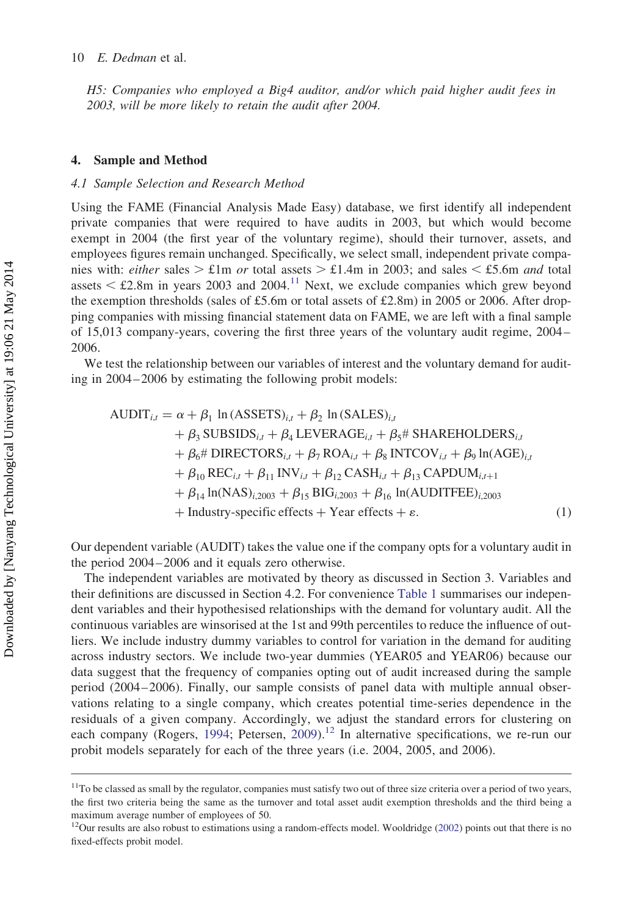*H5: Companies who employed a Big4 auditor, and/or which paid higher audit fees in 2003, will be more likely to retain the audit after 2004.*

## 4. Sample and Method

### 4.1 Sample Selection and Research Method

Using the FAME (Financial Analysis Made Easy) database, we first identify all independent private companies that were required to have audits in 2003, but which would become exempt in 2004 (the first year of the voluntary regime), should their turnover, assets, and employees figures remain unchanged. Specifically, we select small, independent private companies with: *either* sales > £1m *or* total assets > £1.4m in 2003; and sales < £5.6m *and* total assets < £2.8m in years 2003 and 2004.[11] Next, we exclude companies which grew beyond the exemption thresholds (sales of £5.6m or total assets of £2.8m) in 2005 or 2006. After dropping companies with missing financial statement data on FAME, we are left with a final sample of 15,013 company-years, covering the first three years of the voluntary audit regime, 2004–2006.

We test the relationship between our variables of interest and the voluntary demand for auditing in 2004–2006 by estimating the following probit models:

$$
\begin{aligned}
\text{AUDIT}_{i,t} = {} & \alpha + \beta_1 \ln(\text{ASSETS})_{i,t} + \beta_2 \ln(\text{SALES})_{i,t} \\
& + \beta_3 \,\text{SUBSIDS}_{i,t} + \beta_4 \,\text{LEVERAGE}_{i,t} + \beta_5 \#\,\text{SHAREHOLDERS}_{i,t} \\
& + \beta_6 \#\,\text{DIRECTORS}_{i,t} + \beta_7 \,\text{ROA}_{i,t} + \beta_8 \,\text{INTCOV}_{i,t} + \beta_9 \ln(\text{AGE})_{i,t} \\
& + \beta_{10} \,\text{REC}_{i,t} + \beta_{11} \,\text{INV}_{i,t} + \beta_{12} \,\text{CASH}_{i,t} + \beta_{13} \,\text{CAPDUM}_{i,t+1} \\
& + \beta_{14} \ln(\text{NAS})_{i,2003} + \beta_{15} \,\text{BIG}_{i,2003} + \beta_{16} \ln(\text{AUDITFEE})_{i,2003} \\
& + \text{Industry-specific effects} + \text{Year effects} + \varepsilon. \qquad (1)
\end{aligned}
$$

Our dependent variable (AUDIT) takes the value one if the company opts for a voluntary audit in the period 2004–2006 and it equals zero otherwise.

The independent variables are motivated by theory as discussed in Section 3. Variables and their definitions are discussed in Section 4.2. For convenience Table 1 summarises our independent variables and their hypothesised relationships with the demand for voluntary audit. All the continuous variables are winsorised at the 1st and 99th percentiles to reduce the influence of outliers. We include industry dummy variables to control for variation in the demand for auditing across industry sectors. We include two-year dummies (YEAR05 and YEAR06) because our data suggest that the frequency of companies opting out of audit increased during the sample period (2004–2006). Finally, our sample consists of panel data with multiple annual observations relating to a single company, which creates potential time-series dependence in the residuals of a given company. Accordingly, we adjust the standard errors for clustering on each company (Rogers, 1994; Petersen, 2009).[12] In alternative specifications, we re-run our probit models separately for each of the three years (i.e. 2004, 2005, and 2006).

[11] To be classed as small by the regulator, companies must satisfy two out of three size criteria over a period of two years, the first two criteria being the same as the turnover and total asset audit exemption thresholds and the third being a maximum average number of employees of 50.

[12] Our results are also robust to estimations using a random-effects model. Wooldridge (2002) points out that there is no fixed-effects probit model.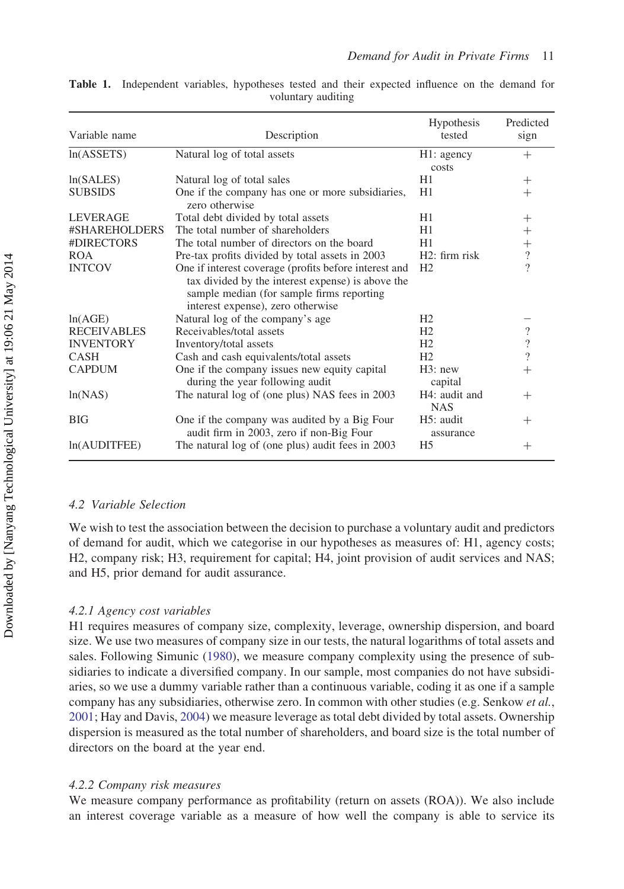**Table 1.** Independent variables, hypotheses tested and their expected influence on the demand for voluntary auditing

| Variable name | Description | Hypothesis tested | Predicted sign |
|---|---|---|---|
| ln(ASSETS) | Natural log of total assets | H1: agency costs | + |
| ln(SALES) | Natural log of total sales | H1 | + |
| SUBSIDS | One if the company has one or more subsidiaries, zero otherwise | H1 | + |
| LEVERAGE | Total debt divided by total assets | H1 | + |
| #SHAREHOLDERS | The total number of shareholders | H1 | + |
| #DIRECTORS | The total number of directors on the board | H1 | + |
| ROA | Pre-tax profits divided by total assets in 2003 | H2: firm risk | ? |
| INTCOV | One if interest coverage (profits before interest and tax divided by the interest expense) is above the sample median (for sample firms reporting interest expense), zero otherwise | H2 | ? |
| ln(AGE) | Natural log of the company's age | H2 | − |
| RECEIVABLES | Receivables/total assets | H2 | ? |
| INVENTORY | Inventory/total assets | H2 | ? |
| CASH | Cash and cash equivalents/total assets | H2 | ? |
| CAPDUM | One if the company issues new equity capital during the year following audit | H3: new capital | + |
| ln(NAS) | The natural log of (one plus) NAS fees in 2003 | H4: audit and NAS | + |
| BIG | One if the company was audited by a Big Four audit firm in 2003, zero if non-Big Four | H5: audit assurance | + |
| ln(AUDITFEE) | The natural log of (one plus) audit fees in 2003 | H5 | + |

### 4.2 Variable Selection

We wish to test the association between the decision to purchase a voluntary audit and predictors of demand for audit, which we categorise in our hypotheses as measures of: H1, agency costs; H2, company risk; H3, requirement for capital; H4, joint provision of audit services and NAS; and H5, prior demand for audit assurance.

#### 4.2.1 Agency cost variables

H1 requires measures of company size, complexity, leverage, ownership dispersion, and board size. We use two measures of company size in our tests, the natural logarithms of total assets and sales. Following Simunic (1980), we measure company complexity using the presence of subsidiaries to indicate a diversified company. In our sample, most companies do not have subsidiaries, so we use a dummy variable rather than a continuous variable, coding it as one if a sample company has any subsidiaries, otherwise zero. In common with other studies (e.g. Senkow *et al.*, 2001; Hay and Davis, 2004) we measure leverage as total debt divided by total assets. Ownership dispersion is measured as the total number of shareholders, and board size is the total number of directors on the board at the year end.

#### 4.2.2 Company risk measures

We measure company performance as profitability (return on assets (ROA)). We also include an interest coverage variable as a measure of how well the company is able to service its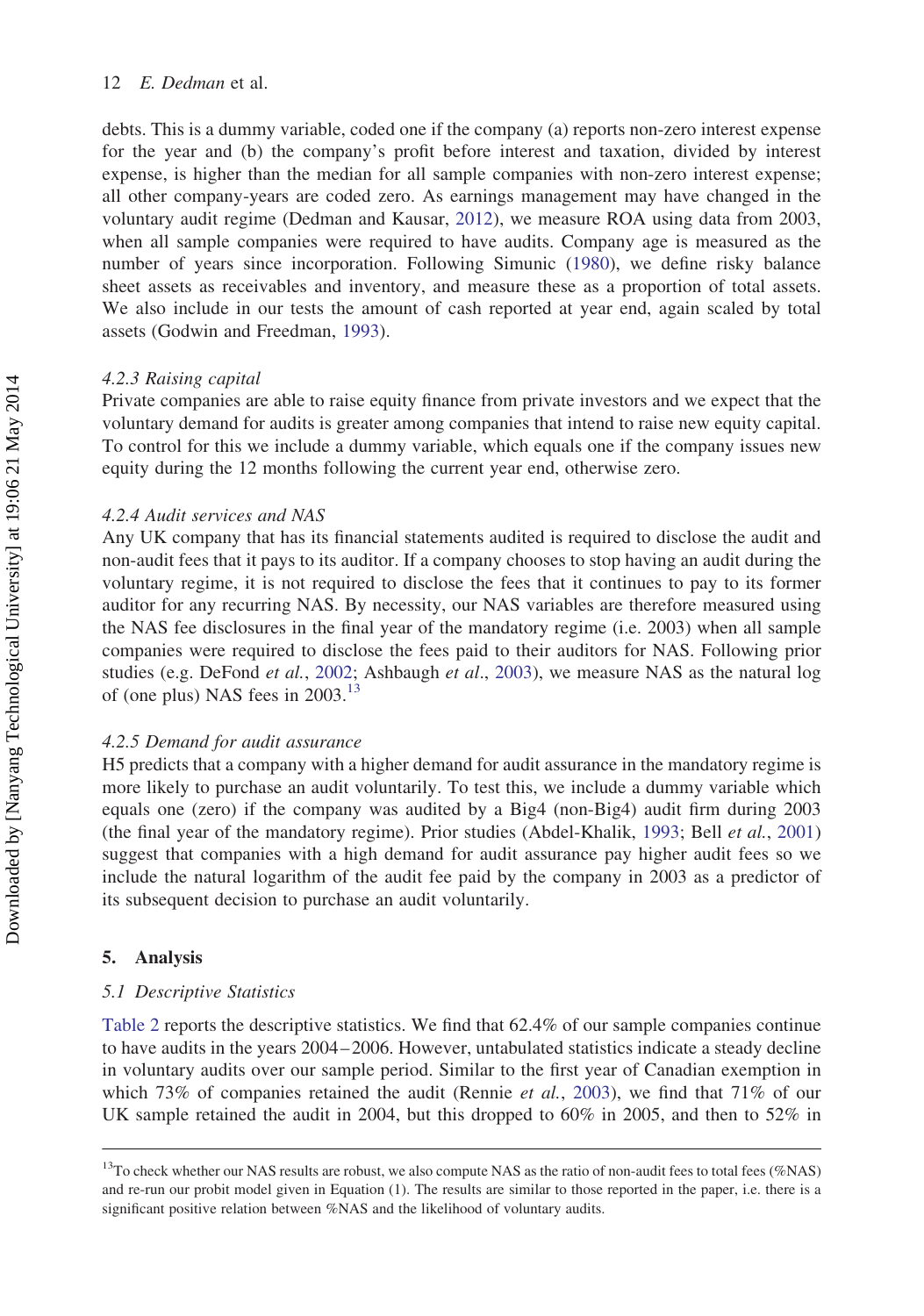debts. This is a dummy variable, coded one if the company (a) reports non-zero interest expense for the year and (b) the company's profit before interest and taxation, divided by interest expense, is higher than the median for all sample companies with non-zero interest expense; all other company-years are coded zero. As earnings management may have changed in the voluntary audit regime (Dedman and Kausar, 2012), we measure ROA using data from 2003, when all sample companies were required to have audits. Company age is measured as the number of years since incorporation. Following Simunic (1980), we define risky balance sheet assets as receivables and inventory, and measure these as a proportion of total assets. We also include in our tests the amount of cash reported at year end, again scaled by total assets (Godwin and Freedman, 1993).

#### *4.2.3 Raising capital*

Private companies are able to raise equity finance from private investors and we expect that the voluntary demand for audits is greater among companies that intend to raise new equity capital. To control for this we include a dummy variable, which equals one if the company issues new equity during the 12 months following the current year end, otherwise zero.

#### *4.2.4 Audit services and NAS*

Any UK company that has its financial statements audited is required to disclose the audit and non-audit fees that it pays to its auditor. If a company chooses to stop having an audit during the voluntary regime, it is not required to disclose the fees that it continues to pay to its former auditor for any recurring NAS. By necessity, our NAS variables are therefore measured using the NAS fee disclosures in the final year of the mandatory regime (i.e. 2003) when all sample companies were required to disclose the fees paid to their auditors for NAS. Following prior studies (e.g. DeFond *et al.*, 2002; Ashbaugh *et al*., 2003), we measure NAS as the natural log of (one plus) NAS fees in 2003.[13]

#### *4.2.5 Demand for audit assurance*

H5 predicts that a company with a higher demand for audit assurance in the mandatory regime is more likely to purchase an audit voluntarily. To test this, we include a dummy variable which equals one (zero) if the company was audited by a Big4 (non-Big4) audit firm during 2003 (the final year of the mandatory regime). Prior studies (Abdel-Khalik, 1993; Bell *et al.*, 2001) suggest that companies with a high demand for audit assurance pay higher audit fees so we include the natural logarithm of the audit fee paid by the company in 2003 as a predictor of its subsequent decision to purchase an audit voluntarily.

## 5. Analysis

### *5.1 Descriptive Statistics*

Table 2 reports the descriptive statistics. We find that 62.4% of our sample companies continue to have audits in the years 2004–2006. However, untabulated statistics indicate a steady decline in voluntary audits over our sample period. Similar to the first year of Canadian exemption in which 73% of companies retained the audit (Rennie *et al.*, 2003), we find that 71% of our UK sample retained the audit in 2004, but this dropped to 60% in 2005, and then to 52% in

---

[13]To check whether our NAS results are robust, we also compute NAS as the ratio of non-audit fees to total fees (%NAS) and re-run our probit model given in Equation (1). The results are similar to those reported in the paper, i.e. there is a significant positive relation between %NAS and the likelihood of voluntary audits.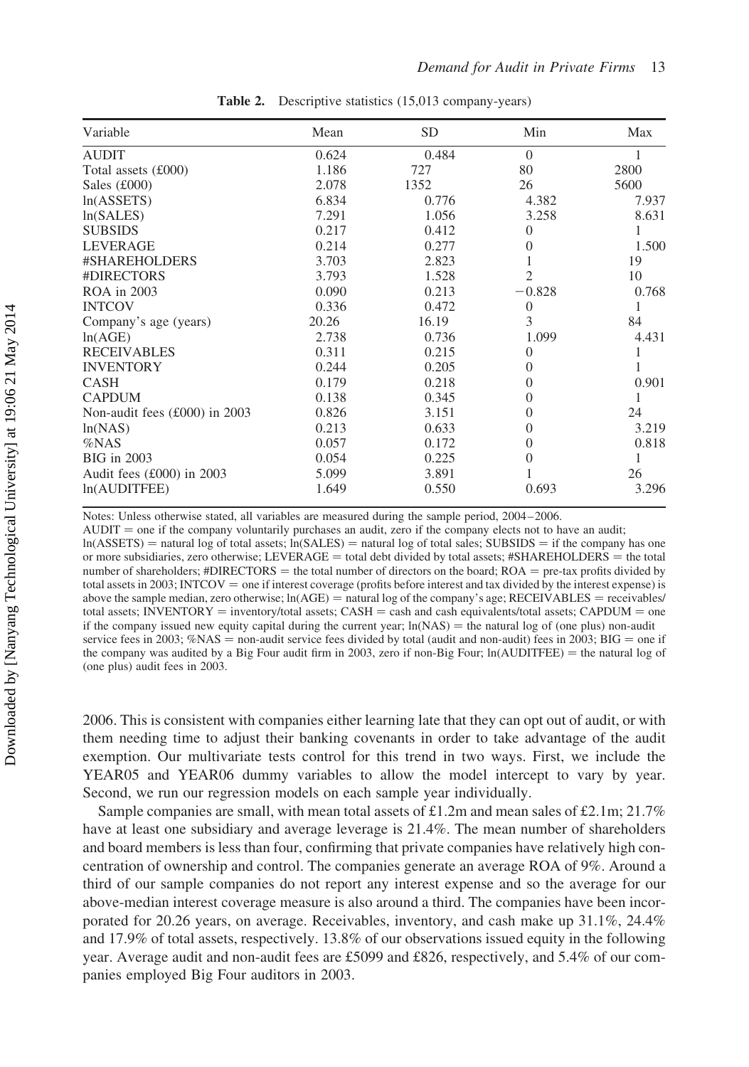**Table 2.** Descriptive statistics (15,013 company-years)

| Variable | Mean | SD | Min | Max |
|---|---|---|---|---|
| AUDIT | 0.624 | 0.484 | 0 | 1 |
| Total assets (£000) | 1.186 | 727 | 80 | 2800 |
| Sales (£000) | 2.078 | 1352 | 26 | 5600 |
| ln(ASSETS) | 6.834 | 0.776 | 4.382 | 7.937 |
| ln(SALES) | 7.291 | 1.056 | 3.258 | 8.631 |
| SUBSIDS | 0.217 | 0.412 | 0 | 1 |
| LEVERAGE | 0.214 | 0.277 | 0 | 1.500 |
| #SHAREHOLDERS | 3.703 | 2.823 | 1 | 19 |
| #DIRECTORS | 3.793 | 1.528 | 2 | 10 |
| ROA in 2003 | 0.090 | 0.213 | −0.828 | 0.768 |
| INTCOV | 0.336 | 0.472 | 0 | 1 |
| Company's age (years) | 20.26 | 16.19 | 3 | 84 |
| ln(AGE) | 2.738 | 0.736 | 1.099 | 4.431 |
| RECEIVABLES | 0.311 | 0.215 | 0 | 1 |
| INVENTORY | 0.244 | 0.205 | 0 | 1 |
| CASH | 0.179 | 0.218 | 0 | 0.901 |
| CAPDUM | 0.138 | 0.345 | 0 | 1 |
| Non-audit fees (£000) in 2003 | 0.826 | 3.151 | 0 | 24 |
| ln(NAS) | 0.213 | 0.633 | 0 | 3.219 |
| %NAS | 0.057 | 0.172 | 0 | 0.818 |
| BIG in 2003 | 0.054 | 0.225 | 0 | 1 |
| Audit fees (£000) in 2003 | 5.099 | 3.891 | 1 | 26 |
| ln(AUDITFEE) | 1.649 | 0.550 | 0.693 | 3.296 |

Notes: Unless otherwise stated, all variables are measured during the sample period, 2004–2006.
AUDIT = one if the company voluntarily purchases an audit, zero if the company elects not to have an audit; ln(ASSETS) = natural log of total assets; ln(SALES) = natural log of total sales; SUBSIDS = if the company has one or more subsidiaries, zero otherwise; LEVERAGE = total debt divided by total assets; #SHAREHOLDERS = the total number of shareholders; #DIRECTORS = the total number of directors on the board; ROA = pre-tax profits divided by total assets in 2003; INTCOV = one if interest coverage (profits before interest and tax divided by the interest expense) is above the sample median, zero otherwise; ln(AGE) = natural log of the company's age; RECEIVABLES = receivables/total assets; INVENTORY = inventory/total assets; CASH = cash and cash equivalents/total assets; CAPDUM = one if the company issued new equity capital during the current year; ln(NAS) = the natural log of (one plus) non-audit service fees in 2003; %NAS = non-audit service fees divided by total (audit and non-audit) fees in 2003; BIG = one if the company was audited by a Big Four audit firm in 2003, zero if non-Big Four; ln(AUDITFEE) = the natural log of (one plus) audit fees in 2003.

2006. This is consistent with companies either learning late that they can opt out of audit, or with them needing time to adjust their banking covenants in order to take advantage of the audit exemption. Our multivariate tests control for this trend in two ways. First, we include the YEAR05 and YEAR06 dummy variables to allow the model intercept to vary by year. Second, we run our regression models on each sample year individually.

Sample companies are small, with mean total assets of £1.2m and mean sales of £2.1m; 21.7% have at least one subsidiary and average leverage is 21.4%. The mean number of shareholders and board members is less than four, confirming that private companies have relatively high concentration of ownership and control. The companies generate an average ROA of 9%. Around a third of our sample companies do not report any interest expense and so the average for our above-median interest coverage measure is also around a third. The companies have been incorporated for 20.26 years, on average. Receivables, inventory, and cash make up 31.1%, 24.4% and 17.9% of total assets, respectively. 13.8% of our observations issued equity in the following year. Average audit and non-audit fees are £5099 and £826, respectively, and 5.4% of our companies employed Big Four auditors in 2003.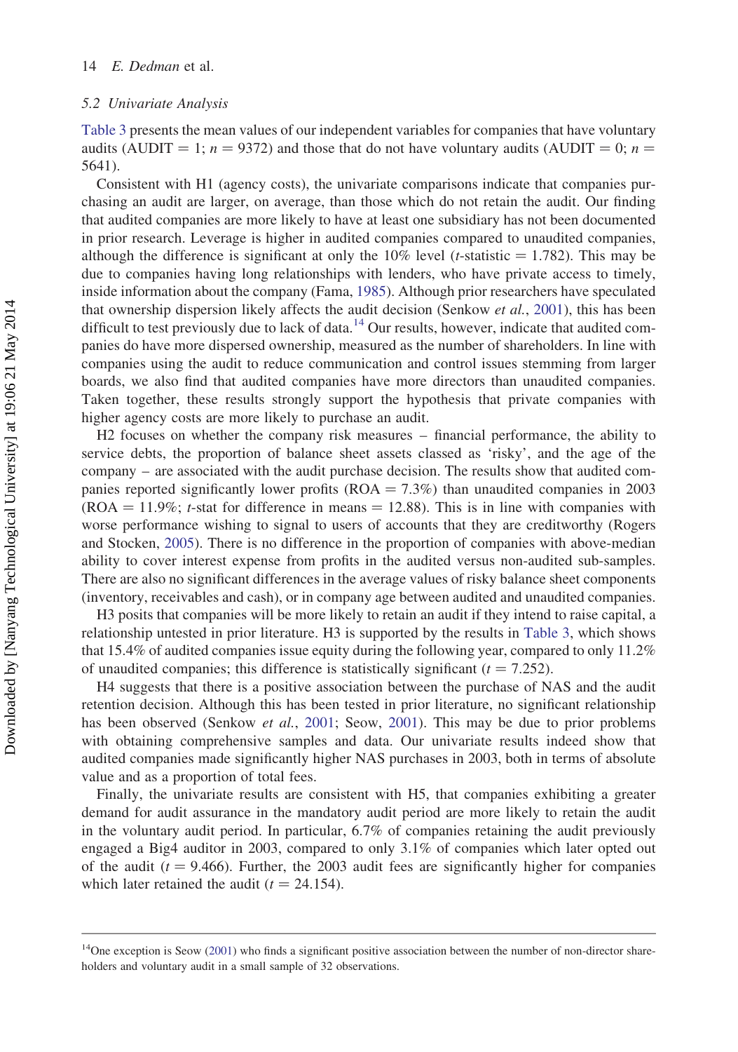### 5.2 Univariate Analysis

Table 3 presents the mean values of our independent variables for companies that have voluntary audits (AUDIT = 1; $n$ = 9372) and those that do not have voluntary audits (AUDIT = 0; $n$ = 5641).

Consistent with H1 (agency costs), the univariate comparisons indicate that companies purchasing an audit are larger, on average, than those which do not retain the audit. Our finding that audited companies are more likely to have at least one subsidiary has not been documented in prior research. Leverage is higher in audited companies compared to unaudited companies, although the difference is significant at only the 10% level ($t$-statistic = 1.782). This may be due to companies having long relationships with lenders, who have private access to timely, inside information about the company (Fama, 1985). Although prior researchers have speculated that ownership dispersion likely affects the audit decision (Senkow *et al.*, 2001), this has been difficult to test previously due to lack of data.[14] Our results, however, indicate that audited companies do have more dispersed ownership, measured as the number of shareholders. In line with companies using the audit to reduce communication and control issues stemming from larger boards, we also find that audited companies have more directors than unaudited companies. Taken together, these results strongly support the hypothesis that private companies with higher agency costs are more likely to purchase an audit.

H2 focuses on whether the company risk measures – financial performance, the ability to service debts, the proportion of balance sheet assets classed as 'risky', and the age of the company – are associated with the audit purchase decision. The results show that audited companies reported significantly lower profits (ROA = 7.3%) than unaudited companies in 2003 (ROA = 11.9%; $t$-stat for difference in means = 12.88). This is in line with companies with worse performance wishing to signal to users of accounts that they are creditworthy (Rogers and Stocken, 2005). There is no difference in the proportion of companies with above-median ability to cover interest expense from profits in the audited versus non-audited sub-samples. There are also no significant differences in the average values of risky balance sheet components (inventory, receivables and cash), or in company age between audited and unaudited companies.

H3 posits that companies will be more likely to retain an audit if they intend to raise capital, a relationship untested in prior literature. H3 is supported by the results in Table 3, which shows that 15.4% of audited companies issue equity during the following year, compared to only 11.2% of unaudited companies; this difference is statistically significant ($t$ = 7.252).

H4 suggests that there is a positive association between the purchase of NAS and the audit retention decision. Although this has been tested in prior literature, no significant relationship has been observed (Senkow *et al.*, 2001; Seow, 2001). This may be due to prior problems with obtaining comprehensive samples and data. Our univariate results indeed show that audited companies made significantly higher NAS purchases in 2003, both in terms of absolute value and as a proportion of total fees.

Finally, the univariate results are consistent with H5, that companies exhibiting a greater demand for audit assurance in the mandatory audit period are more likely to retain the audit in the voluntary audit period. In particular, 6.7% of companies retaining the audit previously engaged a Big4 auditor in 2003, compared to only 3.1% of companies which later opted out of the audit ($t$ = 9.466). Further, the 2003 audit fees are significantly higher for companies which later retained the audit ($t$ = 24.154).

---

[14] One exception is Seow (2001) who finds a significant positive association between the number of non-director shareholders and voluntary audit in a small sample of 32 observations.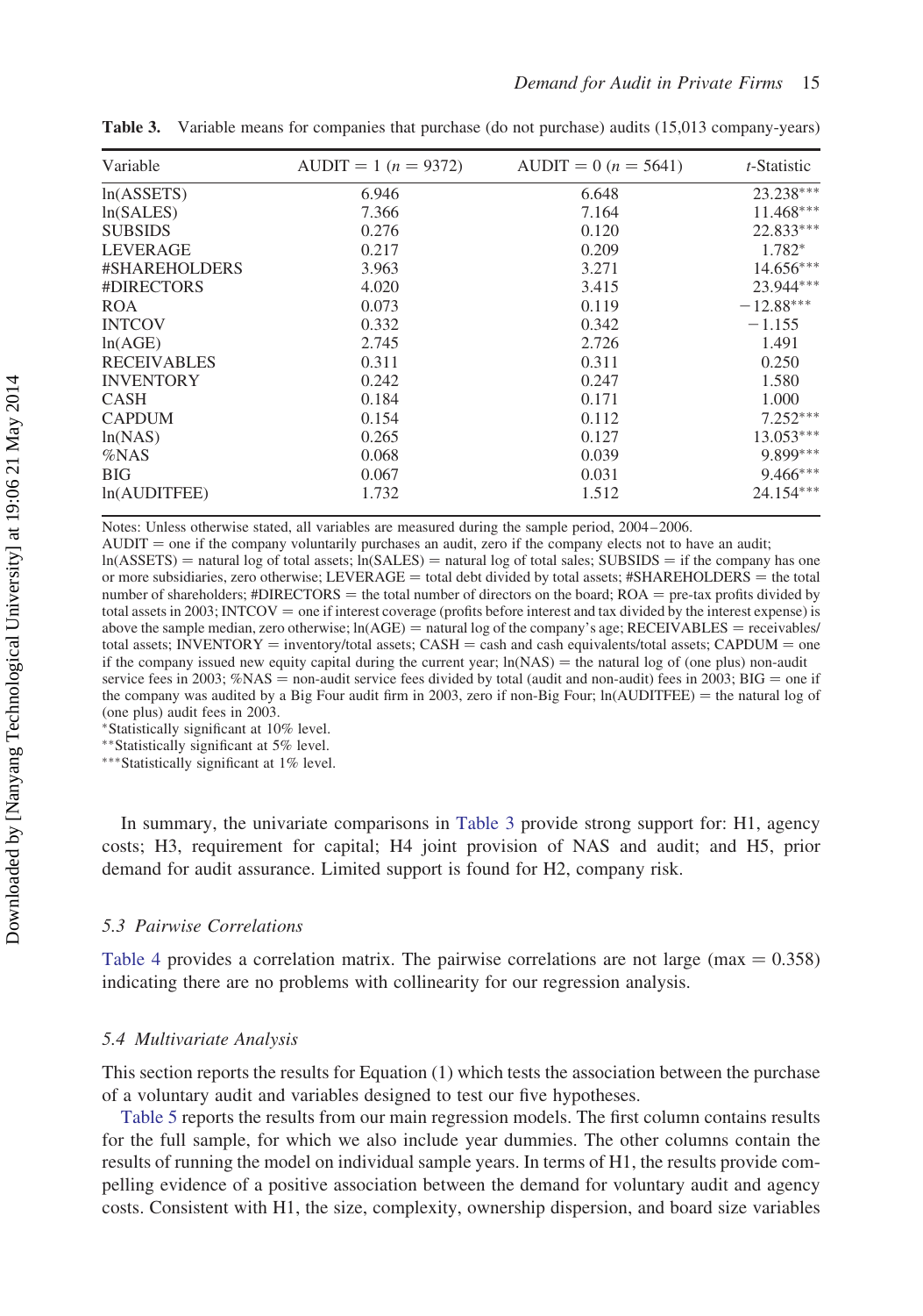**Table 3.** Variable means for companies that purchase (do not purchase) audits (15,013 company-years)

| Variable | AUDIT = 1 ($n$ = 9372) | AUDIT = 0 ($n$ = 5641) | $t$-Statistic |
|---|---|---|---|
| ln(ASSETS) | 6.946 | 6.648 | 23.238*** |
| ln(SALES) | 7.366 | 7.164 | 11.468*** |
| SUBSIDS | 0.276 | 0.120 | 22.833*** |
| LEVERAGE | 0.217 | 0.209 | 1.782* |
| #SHAREHOLDERS | 3.963 | 3.271 | 14.656*** |
| #DIRECTORS | 4.020 | 3.415 | 23.944*** |
| ROA | 0.073 | 0.119 | −12.88*** |
| INTCOV | 0.332 | 0.342 | −1.155 |
| ln(AGE) | 2.745 | 2.726 | 1.491 |
| RECEIVABLES | 0.311 | 0.311 | 0.250 |
| INVENTORY | 0.242 | 0.247 | 1.580 |
| CASH | 0.184 | 0.171 | 1.000 |
| CAPDUM | 0.154 | 0.112 | 7.252*** |
| ln(NAS) | 0.265 | 0.127 | 13.053*** |
| %NAS | 0.068 | 0.039 | 9.899*** |
| BIG | 0.067 | 0.031 | 9.466*** |
| ln(AUDITFEE) | 1.732 | 1.512 | 24.154*** |

Notes: Unless otherwise stated, all variables are measured during the sample period, 2004–2006.
AUDIT = one if the company voluntarily purchases an audit, zero if the company elects not to have an audit; ln(ASSETS) = natural log of total assets; ln(SALES) = natural log of total sales; SUBSIDS = if the company has one or more subsidiaries, zero otherwise; LEVERAGE = total debt divided by total assets; #SHAREHOLDERS = the total number of shareholders; #DIRECTORS = the total number of directors on the board; ROA = pre-tax profits divided by total assets in 2003; INTCOV = one if interest coverage (profits before interest and tax divided by the interest expense) is above the sample median, zero otherwise; ln(AGE) = natural log of the company's age; RECEIVABLES = receivables/total assets; INVENTORY = inventory/total assets; CASH = cash and cash equivalents/total assets; CAPDUM = one if the company issued new equity capital during the current year; ln(NAS) = the natural log of (one plus) non-audit service fees in 2003; %NAS = non-audit service fees divided by total (audit and non-audit) fees in 2003; BIG = one if the company was audited by a Big Four audit firm in 2003, zero if non-Big Four; ln(AUDITFEE) = the natural log of (one plus) audit fees in 2003.
*Statistically significant at 10% level.
**Statistically significant at 5% level.
***Statistically significant at 1% level.

In summary, the univariate comparisons in Table 3 provide strong support for: H1, agency costs; H3, requirement for capital; H4 joint provision of NAS and audit; and H5, prior demand for audit assurance. Limited support is found for H2, company risk.

### 5.3 Pairwise Correlations

Table 4 provides a correlation matrix. The pairwise correlations are not large (max = 0.358) indicating there are no problems with collinearity for our regression analysis.

### 5.4 Multivariate Analysis

This section reports the results for Equation (1) which tests the association between the purchase of a voluntary audit and variables designed to test our five hypotheses.

Table 5 reports the results from our main regression models. The first column contains results for the full sample, for which we also include year dummies. The other columns contain the results of running the model on individual sample years. In terms of H1, the results provide compelling evidence of a positive association between the demand for voluntary audit and agency costs. Consistent with H1, the size, complexity, ownership dispersion, and board size variables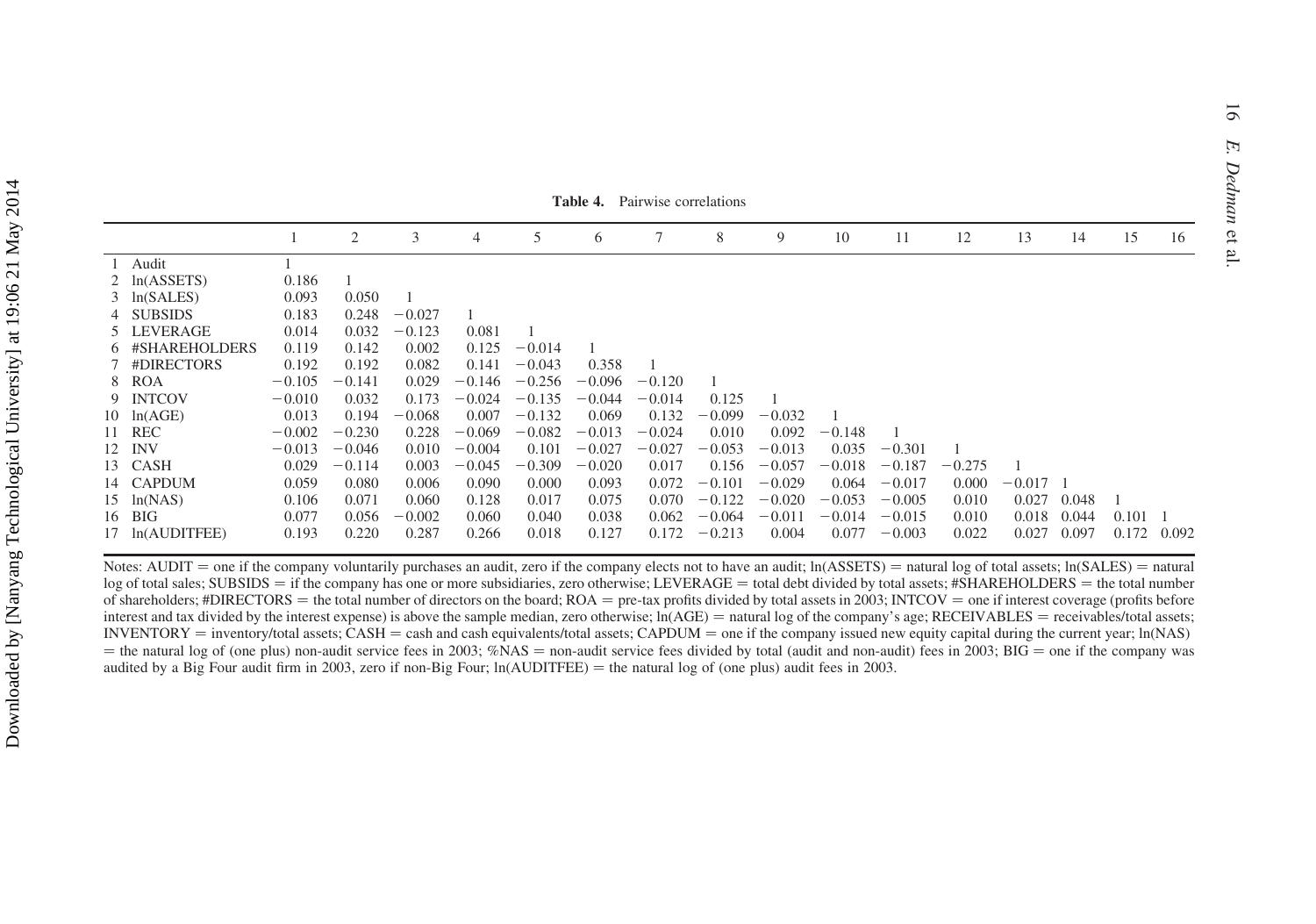**Table 4.** Pairwise correlations

| | | 1 | 2 | 3 | 4 | 5 | 6 | 7 | 8 | 9 | 10 | 11 | 12 | 13 | 14 | 15 | 16 |
|---|---|---|---|---|---|---|---|---|---|---|---|---|---|---|---|---|---|
| 1 | Audit | 1 | | | | | | | | | | | | | | | |
| 2 | ln(ASSETS) | 0.186 | 1 | | | | | | | | | | | | | | |
| 3 | ln(SALES) | 0.093 | 0.050 | 1 | | | | | | | | | | | | | |
| 4 | SUBSIDS | 0.183 | 0.248 | −0.027 | 1 | | | | | | | | | | | | |
| 5 | LEVERAGE | 0.014 | 0.032 | −0.123 | 0.081 | 1 | | | | | | | | | | | |
| 6 | #SHAREHOLDERS | 0.119 | 0.142 | 0.002 | 0.125 | −0.014 | 1 | | | | | | | | | | |
| 7 | #DIRECTORS | 0.192 | 0.192 | 0.082 | 0.141 | −0.043 | 0.358 | 1 | | | | | | | | | |
| 8 | ROA | −0.105 | −0.141 | 0.029 | −0.146 | −0.256 | −0.096 | −0.120 | 1 | | | | | | | | |
| 9 | INTCOV | −0.010 | 0.032 | 0.173 | −0.024 | −0.135 | −0.044 | −0.014 | 0.125 | 1 | | | | | | | |
| 10 | ln(AGE) | 0.013 | 0.194 | −0.068 | 0.007 | −0.132 | 0.069 | 0.132 | −0.099 | −0.032 | 1 | | | | | | |
| 11 | REC | −0.002 | −0.230 | 0.228 | −0.069 | −0.082 | −0.013 | −0.024 | 0.010 | 0.092 | −0.148 | 1 | | | | | |
| 12 | INV | −0.013 | −0.046 | 0.010 | −0.004 | 0.101 | −0.027 | −0.027 | −0.053 | −0.013 | 0.035 | −0.301 | 1 | | | | |
| 13 | CASH | 0.029 | −0.114 | 0.003 | −0.045 | −0.309 | −0.020 | 0.017 | 0.156 | −0.057 | −0.018 | −0.187 | −0.275 | 1 | | | |
| 14 | CAPDUM | 0.059 | 0.080 | 0.006 | 0.090 | 0.000 | 0.093 | 0.072 | −0.101 | −0.029 | 0.064 | −0.017 | 0.000 | −0.017 | 1 | | |
| 15 | ln(NAS) | 0.106 | 0.071 | 0.060 | 0.128 | 0.017 | 0.075 | 0.070 | −0.122 | −0.020 | −0.053 | −0.005 | 0.010 | 0.027 | 0.048 | 1 | |
| 16 | BIG | 0.077 | 0.056 | −0.002 | 0.060 | 0.040 | 0.038 | 0.062 | −0.064 | −0.011 | −0.014 | −0.015 | 0.010 | 0.018 | 0.044 | 0.101 | 1 |
| 17 | ln(AUDITFEE) | 0.193 | 0.220 | 0.287 | 0.266 | 0.018 | 0.127 | 0.172 | −0.213 | 0.004 | 0.077 | −0.003 | 0.022 | 0.027 | 0.097 | 0.172 | 0.092 |

Notes: AUDIT = one if the company voluntarily purchases an audit, zero if the company elects not to have an audit; ln(ASSETS) = natural log of total assets; ln(SALES) = natural log of total sales; SUBSIDS = if the company has one or more subsidiaries, zero otherwise; LEVERAGE = total debt divided by total assets; #SHAREHOLDERS = the total number of shareholders; #DIRECTORS = the total number of directors on the board; ROA = pre-tax profits divided by total assets in 2003; INTCOV = one if interest coverage (profits before interest and tax divided by the interest expense) is above the sample median, zero otherwise; ln(AGE) = natural log of the company's age; RECEIVABLES = receivables/total assets; INVENTORY = inventory/total assets; CASH = cash and cash equivalents/total assets; CAPDUM = one if the company issued new equity capital during the current year; ln(NAS) = the natural log of (one plus) non-audit service fees in 2003; %NAS = non-audit service fees divided by total (audit and non-audit) fees in 2003; BIG = one if the company was audited by a Big Four audit firm in 2003, zero if non-Big Four; ln(AUDITFEE) = the natural log of (one plus) audit fees in 2003.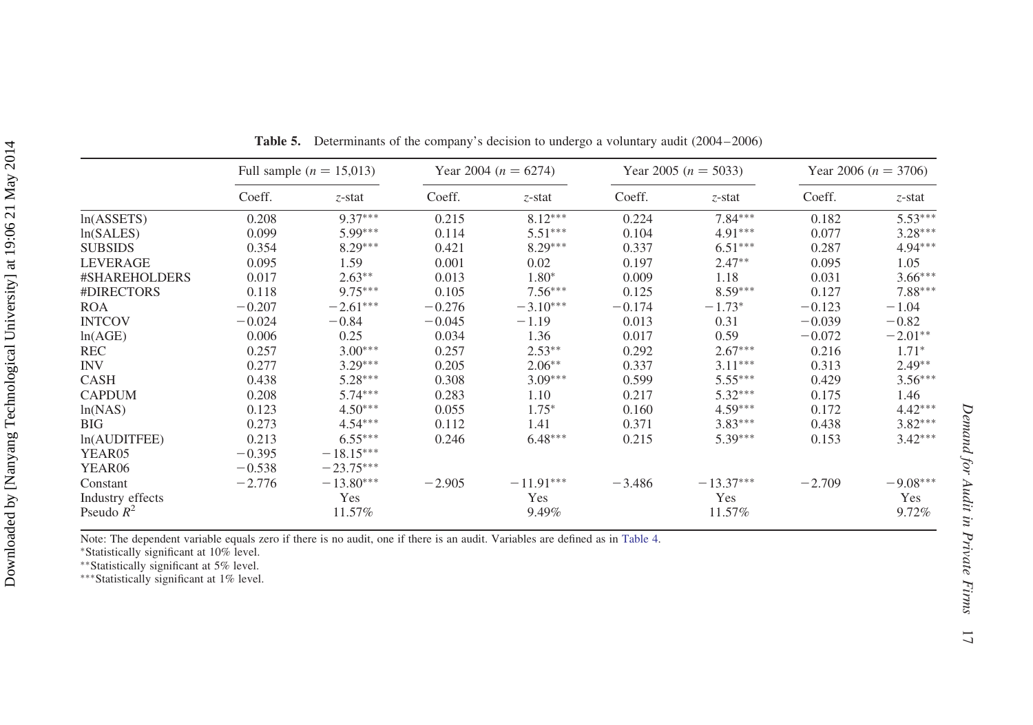**Table 5.** Determinants of the company's decision to undergo a voluntary audit (2004–2006)

| | Full sample ($n$ = 15,013) | | Year 2004 ($n$ = 6274) | | Year 2005 ($n$ = 5033) | | Year 2006 ($n$ = 3706) | |
|---|---|---|---|---|---|---|---|---|
| | Coeff. | $z$-stat | Coeff. | $z$-stat | Coeff. | $z$-stat | Coeff. | $z$-stat |
| ln(ASSETS) | 0.208 | 9.37*** | 0.215 | 8.12*** | 0.224 | 7.84*** | 0.182 | 5.53*** |
| ln(SALES) | 0.099 | 5.99*** | 0.114 | 5.51*** | 0.104 | 4.91*** | 0.077 | 3.28*** |
| SUBSIDS | 0.354 | 8.29*** | 0.421 | 8.29*** | 0.337 | 6.51*** | 0.287 | 4.94*** |
| LEVERAGE | 0.095 | 1.59 | 0.001 | 0.02 | 0.197 | 2.47** | 0.095 | 1.05 |
| #SHAREHOLDERS | 0.017 | 2.63** | 0.013 | 1.80* | 0.009 | 1.18 | 0.031 | 3.66*** |
| #DIRECTORS | 0.118 | 9.75*** | 0.105 | 7.56*** | 0.125 | 8.59*** | 0.127 | 7.88*** |
| ROA | −0.207 | −2.61*** | −0.276 | −3.10*** | −0.174 | −1.73* | −0.123 | −1.04 |
| INTCOV | −0.024 | −0.84 | −0.045 | −1.19 | 0.013 | 0.31 | −0.039 | −0.82 |
| ln(AGE) | 0.006 | 0.25 | 0.034 | 1.36 | 0.017 | 0.59 | −0.072 | −2.01** |
| REC | 0.257 | 3.00*** | 0.257 | 2.53** | 0.292 | 2.67*** | 0.216 | 1.71* |
| INV | 0.277 | 3.29*** | 0.205 | 2.06** | 0.337 | 3.11*** | 0.313 | 2.49** |
| CASH | 0.438 | 5.28*** | 0.308 | 3.09*** | 0.599 | 5.55*** | 0.429 | 3.56*** |
| CAPDUM | 0.208 | 5.74*** | 0.283 | 1.10 | 0.217 | 5.32*** | 0.175 | 1.46 |
| ln(NAS) | 0.123 | 4.50*** | 0.055 | 1.75* | 0.160 | 4.59*** | 0.172 | 4.42*** |
| BIG | 0.273 | 4.54*** | 0.112 | 1.41 | 0.371 | 3.83*** | 0.438 | 3.82*** |
| ln(AUDITFEE) | 0.213 | 6.55*** | 0.246 | 6.48*** | 0.215 | 5.39*** | 0.153 | 3.42*** |
| YEAR05 | −0.395 | −18.15*** | | | | | | |
| YEAR06 | −0.538 | −23.75*** | | | | | | |
| Constant | −2.776 | −13.80*** | −2.905 | −11.91*** | −3.486 | −13.37*** | −2.709 | −9.08*** |
| Industry effects | | Yes | | Yes | | Yes | | Yes |
| Pseudo $R^2$ | | 11.57% | | 9.49% | | 11.57% | | 9.72% |

Note: The dependent variable equals zero if there is no audit, one if there is an audit. Variables are defined as in Table 4.
*Statistically significant at 10% level.
**Statistically significant at 5% level.
***Statistically significant at 1% level.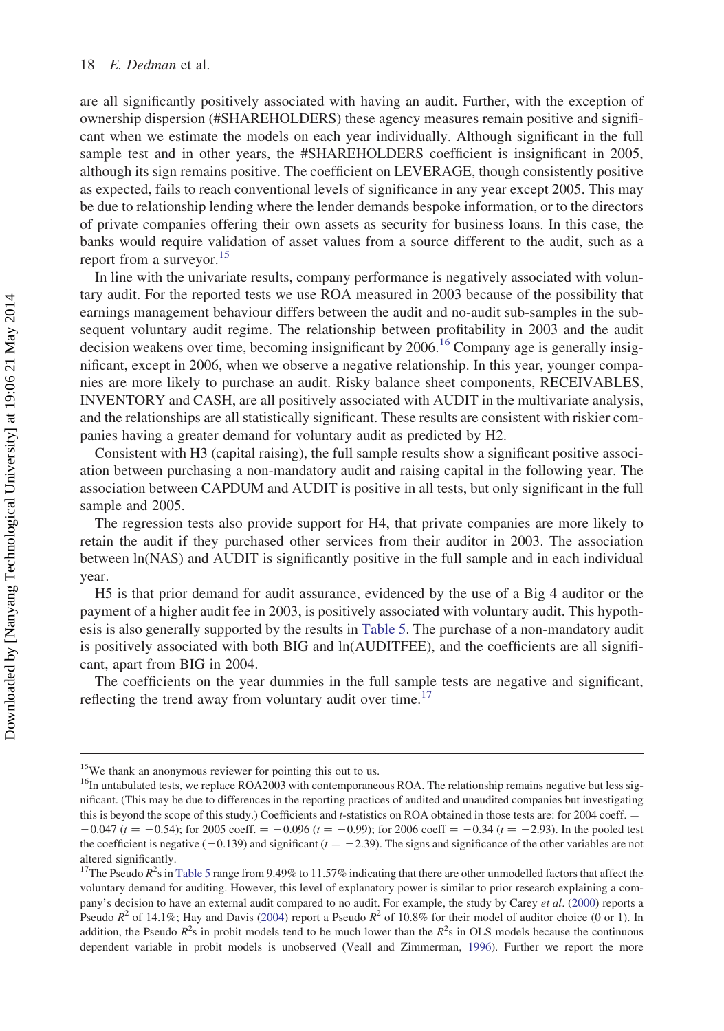are all significantly positively associated with having an audit. Further, with the exception of ownership dispersion (#SHAREHOLDERS) these agency measures remain positive and significant when we estimate the models on each year individually. Although significant in the full sample test and in other years, the #SHAREHOLDERS coefficient is insignificant in 2005, although its sign remains positive. The coefficient on LEVERAGE, though consistently positive as expected, fails to reach conventional levels of significance in any year except 2005. This may be due to relationship lending where the lender demands bespoke information, or to the directors of private companies offering their own assets as security for business loans. In this case, the banks would require validation of asset values from a source different to the audit, such as a report from a surveyor.[15]

In line with the univariate results, company performance is negatively associated with voluntary audit. For the reported tests we use ROA measured in 2003 because of the possibility that earnings management behaviour differs between the audit and no-audit sub-samples in the subsequent voluntary audit regime. The relationship between profitability in 2003 and the audit decision weakens over time, becoming insignificant by 2006.[16] Company age is generally insignificant, except in 2006, when we observe a negative relationship. In this year, younger companies are more likely to purchase an audit. Risky balance sheet components, RECEIVABLES, INVENTORY and CASH, are all positively associated with AUDIT in the multivariate analysis, and the relationships are all statistically significant. These results are consistent with riskier companies having a greater demand for voluntary audit as predicted by H2.

Consistent with H3 (capital raising), the full sample results show a significant positive association between purchasing a non-mandatory audit and raising capital in the following year. The association between CAPDUM and AUDIT is positive in all tests, but only significant in the full sample and 2005.

The regression tests also provide support for H4, that private companies are more likely to retain the audit if they purchased other services from their auditor in 2003. The association between ln(NAS) and AUDIT is significantly positive in the full sample and in each individual year.

H5 is that prior demand for audit assurance, evidenced by the use of a Big 4 auditor or the payment of a higher audit fee in 2003, is positively associated with voluntary audit. This hypothesis is also generally supported by the results in Table 5. The purchase of a non-mandatory audit is positively associated with both BIG and ln(AUDITFEE), and the coefficients are all significant, apart from BIG in 2004.

The coefficients on the year dummies in the full sample tests are negative and significant, reflecting the trend away from voluntary audit over time.[17]

---

[15]We thank an anonymous reviewer for pointing this out to us.

[16]In untabulated tests, we replace ROA2003 with contemporaneous ROA. The relationship remains negative but less significant. (This may be due to differences in the reporting practices of audited and unaudited companies but investigating this is beyond the scope of this study.) Coefficients and $t$-statistics on ROA obtained in those tests are: for 2004 coeff. $= -0.047$ ($t = -0.54$); for 2005 coeff. $= -0.096$ ($t = -0.99$); for 2006 coeff $= -0.34$ ($t = -2.93$). In the pooled test the coefficient is negative ($-0.139$) and significant ($t = -2.39$). The signs and significance of the other variables are not altered significantly.

[17]The Pseudo $R^2$s in Table 5 range from 9.49% to 11.57% indicating that there are other unmodelled factors that affect the voluntary demand for auditing. However, this level of explanatory power is similar to prior research explaining a company's decision to have an external audit compared to no audit. For example, the study by Carey *et al*. (2000) reports a Pseudo $R^2$ of 14.1%; Hay and Davis (2004) report a Pseudo $R^2$ of 10.8% for their model of auditor choice (0 or 1). In addition, the Pseudo $R^2$s in probit models tend to be much lower than the $R^2$s in OLS models because the continuous dependent variable in probit models is unobserved (Veall and Zimmerman, 1996). Further we report the more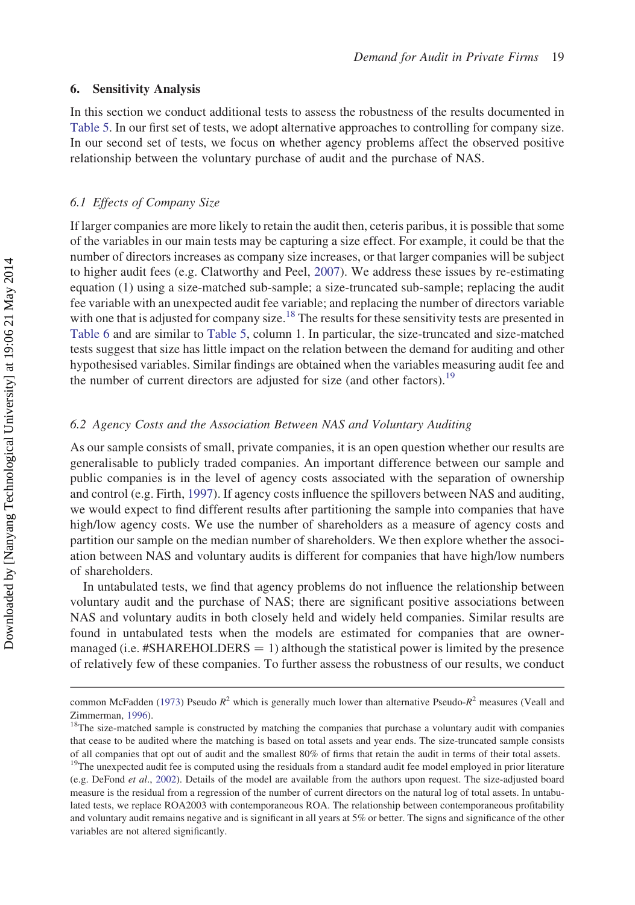## 6. Sensitivity Analysis

In this section we conduct additional tests to assess the robustness of the results documented in Table 5. In our first set of tests, we adopt alternative approaches to controlling for company size. In our second set of tests, we focus on whether agency problems affect the observed positive relationship between the voluntary purchase of audit and the purchase of NAS.

### *6.1 Effects of Company Size*

If larger companies are more likely to retain the audit then, ceteris paribus, it is possible that some of the variables in our main tests may be capturing a size effect. For example, it could be that the number of directors increases as company size increases, or that larger companies will be subject to higher audit fees (e.g. Clatworthy and Peel, 2007). We address these issues by re-estimating equation (1) using a size-matched sub-sample; a size-truncated sub-sample; replacing the audit fee variable with an unexpected audit fee variable; and replacing the number of directors variable with one that is adjusted for company size.[18] The results for these sensitivity tests are presented in Table 6 and are similar to Table 5, column 1. In particular, the size-truncated and size-matched tests suggest that size has little impact on the relation between the demand for auditing and other hypothesised variables. Similar findings are obtained when the variables measuring audit fee and the number of current directors are adjusted for size (and other factors).[19]

### *6.2 Agency Costs and the Association Between NAS and Voluntary Auditing*

As our sample consists of small, private companies, it is an open question whether our results are generalisable to publicly traded companies. An important difference between our sample and public companies is in the level of agency costs associated with the separation of ownership and control (e.g. Firth, 1997). If agency costs influence the spillovers between NAS and auditing, we would expect to find different results after partitioning the sample into companies that have high/low agency costs. We use the number of shareholders as a measure of agency costs and partition our sample on the median number of shareholders. We then explore whether the association between NAS and voluntary audits is different for companies that have high/low numbers of shareholders.

In untabulated tests, we find that agency problems do not influence the relationship between voluntary audit and the purchase of NAS; there are significant positive associations between NAS and voluntary audits in both closely held and widely held companies. Similar results are found in untabulated tests when the models are estimated for companies that are owner-managed (i.e. #SHAREHOLDERS = 1) although the statistical power is limited by the presence of relatively few of these companies. To further assess the robustness of our results, we conduct

---

common McFadden (1973) Pseudo $R^2$ which is generally much lower than alternative Pseudo-$R^2$ measures (Veall and Zimmerman, 1996).

[18]The size-matched sample is constructed by matching the companies that purchase a voluntary audit with companies that cease to be audited where the matching is based on total assets and year ends. The size-truncated sample consists of all companies that opt out of audit and the smallest 80% of firms that retain the audit in terms of their total assets.

[19]The unexpected audit fee is computed using the residuals from a standard audit fee model employed in prior literature (e.g. DeFond *et al*., 2002). Details of the model are available from the authors upon request. The size-adjusted board measure is the residual from a regression of the number of current directors on the natural log of total assets. In untabulated tests, we replace ROA2003 with contemporaneous ROA. The relationship between contemporaneous profitability and voluntary audit remains negative and is significant in all years at 5% or better. The signs and significance of the other variables are not altered significantly.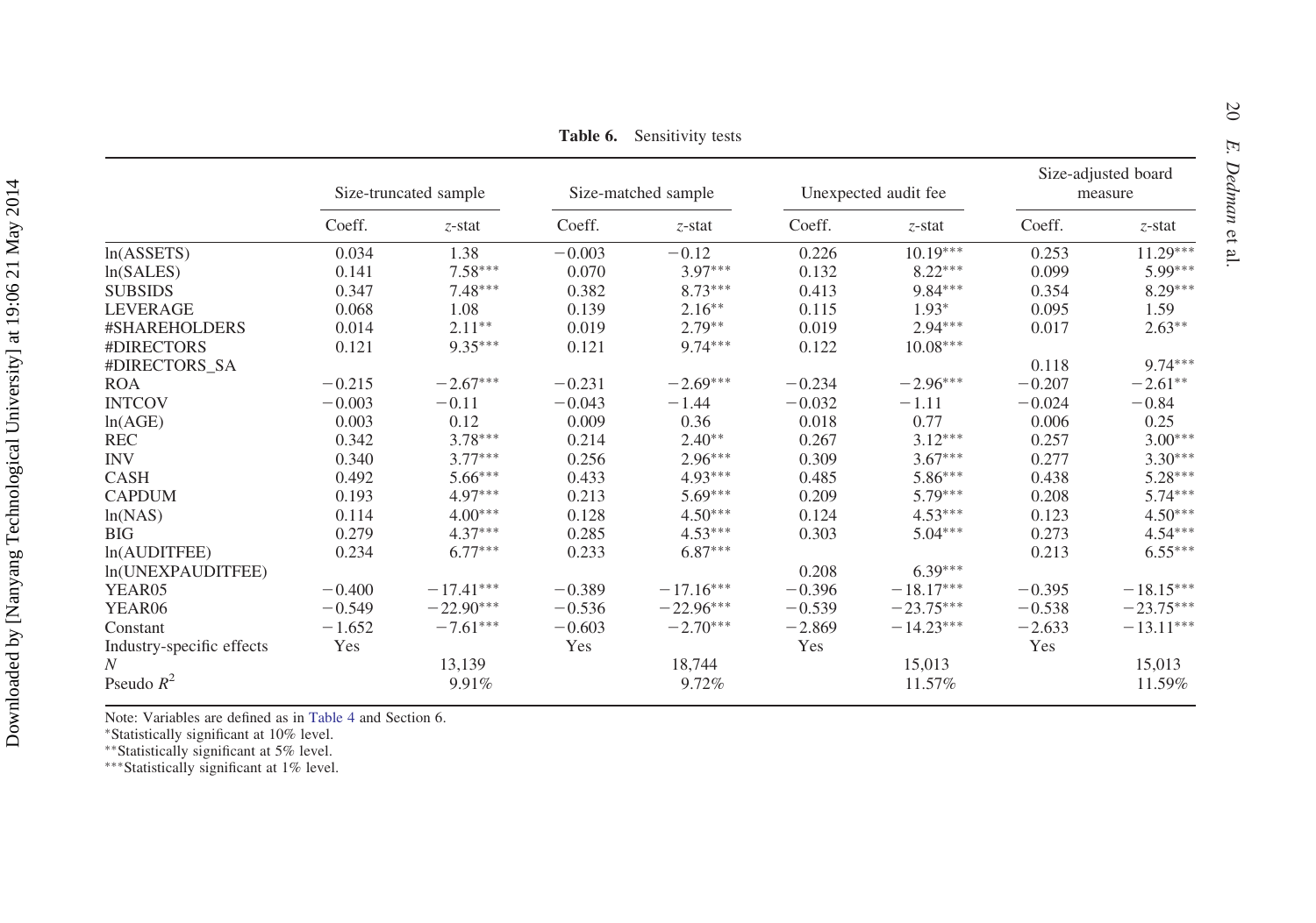**Table 6.** Sensitivity tests

| | Size-truncated sample | | Size-matched sample | | Unexpected audit fee | | Size-adjusted board measure | |
|---|---|---|---|---|---|---|---|---|
| | Coeff. | *z*-stat | Coeff. | *z*-stat | Coeff. | *z*-stat | Coeff. | *z*-stat |
| ln(ASSETS) | 0.034 | 1.38 | −0.003 | −0.12 | 0.226 | 10.19*** | 0.253 | 11.29*** |
| ln(SALES) | 0.141 | 7.58*** | 0.070 | 3.97*** | 0.132 | 8.22*** | 0.099 | 5.99*** |
| SUBSIDS | 0.347 | 7.48*** | 0.382 | 8.73*** | 0.413 | 9.84*** | 0.354 | 8.29*** |
| LEVERAGE | 0.068 | 1.08 | 0.139 | 2.16** | 0.115 | 1.93* | 0.095 | 1.59 |
| #SHAREHOLDERS | 0.014 | 2.11** | 0.019 | 2.79** | 0.019 | 2.94*** | 0.017 | 2.63** |
| #DIRECTORS | 0.121 | 9.35*** | 0.121 | 9.74*** | 0.122 | 10.08*** | | |
| #DIRECTORS_SA | | | | | | | 0.118 | 9.74*** |
| ROA | −0.215 | −2.67*** | −0.231 | −2.69*** | −0.234 | −2.96*** | −0.207 | −2.61** |
| INTCOV | −0.003 | −0.11 | −0.043 | −1.44 | −0.032 | −1.11 | −0.024 | −0.84 |
| ln(AGE) | 0.003 | 0.12 | 0.009 | 0.36 | 0.018 | 0.77 | 0.006 | 0.25 |
| REC | 0.342 | 3.78*** | 0.214 | 2.40** | 0.267 | 3.12*** | 0.257 | 3.00*** |
| INV | 0.340 | 3.77*** | 0.256 | 2.96*** | 0.309 | 3.67*** | 0.277 | 3.30*** |
| CASH | 0.492 | 5.66*** | 0.433 | 4.93*** | 0.485 | 5.86*** | 0.438 | 5.28*** |
| CAPDUM | 0.193 | 4.97*** | 0.213 | 5.69*** | 0.209 | 5.79*** | 0.208 | 5.74*** |
| ln(NAS) | 0.114 | 4.00*** | 0.128 | 4.50*** | 0.124 | 4.53*** | 0.123 | 4.50*** |
| BIG | 0.279 | 4.37*** | 0.285 | 4.53*** | 0.303 | 5.04*** | 0.273 | 4.54*** |
| ln(AUDITFEE) | 0.234 | 6.77*** | 0.233 | 6.87*** | | | 0.213 | 6.55*** |
| ln(UNEXPAUDITFEE) | | | | | 0.208 | 6.39*** | | |
| YEAR05 | −0.400 | −17.41*** | −0.389 | −17.16*** | −0.396 | −18.17*** | −0.395 | −18.15*** |
| YEAR06 | −0.549 | −22.90*** | −0.536 | −22.96*** | −0.539 | −23.75*** | −0.538 | −23.75*** |
| Constant | −1.652 | −7.61*** | −0.603 | −2.70*** | −2.869 | −14.23*** | −2.633 | −13.11*** |
| Industry-specific effects | Yes | | Yes | | Yes | | Yes | |
| *N* | | 13,139 | | 18,744 | | 15,013 | | 15,013 |
| Pseudo $R^2$ | | 9.91% | | 9.72% | | 11.57% | | 11.59% |

Note: Variables are defined as in Table 4 and Section 6.
*Statistically significant at 10% level.
**Statistically significant at 5% level.
***Statistically significant at 1% level.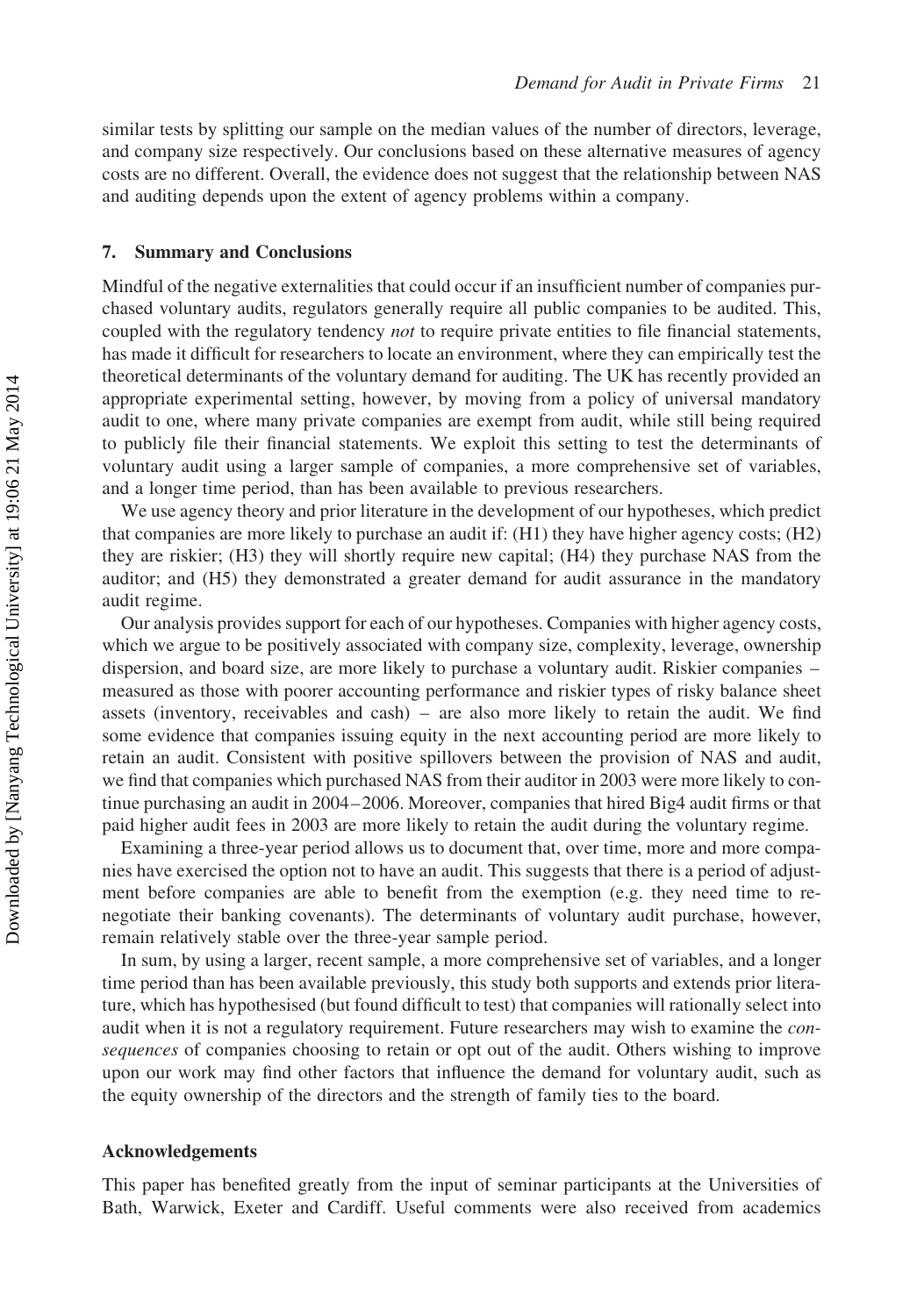similar tests by splitting our sample on the median values of the number of directors, leverage, and company size respectively. Our conclusions based on these alternative measures of agency costs are no different. Overall, the evidence does not suggest that the relationship between NAS and auditing depends upon the extent of agency problems within a company.

## 7. Summary and Conclusions

Mindful of the negative externalities that could occur if an insufficient number of companies purchased voluntary audits, regulators generally require all public companies to be audited. This, coupled with the regulatory tendency *not* to require private entities to file financial statements, has made it difficult for researchers to locate an environment, where they can empirically test the theoretical determinants of the voluntary demand for auditing. The UK has recently provided an appropriate experimental setting, however, by moving from a policy of universal mandatory audit to one, where many private companies are exempt from audit, while still being required to publicly file their financial statements. We exploit this setting to test the determinants of voluntary audit using a larger sample of companies, a more comprehensive set of variables, and a longer time period, than has been available to previous researchers.

We use agency theory and prior literature in the development of our hypotheses, which predict that companies are more likely to purchase an audit if: (H1) they have higher agency costs; (H2) they are riskier; (H3) they will shortly require new capital; (H4) they purchase NAS from the auditor; and (H5) they demonstrated a greater demand for audit assurance in the mandatory audit regime.

Our analysis provides support for each of our hypotheses. Companies with higher agency costs, which we argue to be positively associated with company size, complexity, leverage, ownership dispersion, and board size, are more likely to purchase a voluntary audit. Riskier companies – measured as those with poorer accounting performance and riskier types of risky balance sheet assets (inventory, receivables and cash) – are also more likely to retain the audit. We find some evidence that companies issuing equity in the next accounting period are more likely to retain an audit. Consistent with positive spillovers between the provision of NAS and audit, we find that companies which purchased NAS from their auditor in 2003 were more likely to continue purchasing an audit in 2004–2006. Moreover, companies that hired Big4 audit firms or that paid higher audit fees in 2003 are more likely to retain the audit during the voluntary regime.

Examining a three-year period allows us to document that, over time, more and more companies have exercised the option not to have an audit. This suggests that there is a period of adjustment before companies are able to benefit from the exemption (e.g. they need time to re-negotiate their banking covenants). The determinants of voluntary audit purchase, however, remain relatively stable over the three-year sample period.

In sum, by using a larger, recent sample, a more comprehensive set of variables, and a longer time period than has been available previously, this study both supports and extends prior literature, which has hypothesised (but found difficult to test) that companies will rationally select into audit when it is not a regulatory requirement. Future researchers may wish to examine the *consequences* of companies choosing to retain or opt out of the audit. Others wishing to improve upon our work may find other factors that influence the demand for voluntary audit, such as the equity ownership of the directors and the strength of family ties to the board.

## Acknowledgements

This paper has benefited greatly from the input of seminar participants at the Universities of Bath, Warwick, Exeter and Cardiff. Useful comments were also received from academics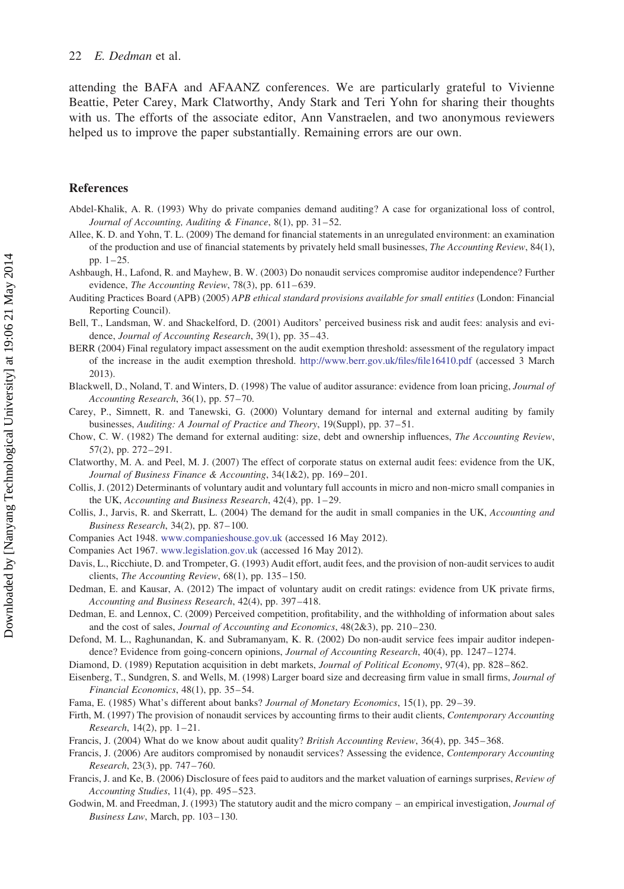attending the BAFA and AFAANZ conferences. We are particularly grateful to Vivienne Beattie, Peter Carey, Mark Clatworthy, Andy Stark and Teri Yohn for sharing their thoughts with us. The efforts of the associate editor, Ann Vanstraelen, and two anonymous reviewers helped us to improve the paper substantially. Remaining errors are our own.

## References

Abdel-Khalik, A. R. (1993) Why do private companies demand auditing? A case for organizational loss of control, *Journal of Accounting, Auditing & Finance*, 8(1), pp. 31–52.

Allee, K. D. and Yohn, T. L. (2009) The demand for financial statements in an unregulated environment: an examination of the production and use of financial statements by privately held small businesses, *The Accounting Review*, 84(1), pp. 1–25.

Ashbaugh, H., Lafond, R. and Mayhew, B. W. (2003) Do nonaudit services compromise auditor independence? Further evidence, *The Accounting Review*, 78(3), pp. 611–639.

Auditing Practices Board (APB) (2005) *APB ethical standard provisions available for small entities* (London: Financial Reporting Council).

Bell, T., Landsman, W. and Shackelford, D. (2001) Auditors' perceived business risk and audit fees: analysis and evidence, *Journal of Accounting Research*, 39(1), pp. 35–43.

BERR (2004) Final regulatory impact assessment on the audit exemption threshold: assessment of the regulatory impact of the increase in the audit exemption threshold. http://www.berr.gov.uk/files/file16410.pdf (accessed 3 March 2013).

Blackwell, D., Noland, T. and Winters, D. (1998) The value of auditor assurance: evidence from loan pricing, *Journal of Accounting Research*, 36(1), pp. 57–70.

Carey, P., Simnett, R. and Tanewski, G. (2000) Voluntary demand for internal and external auditing by family businesses, *Auditing: A Journal of Practice and Theory*, 19(Suppl), pp. 37–51.

Chow, C. W. (1982) The demand for external auditing: size, debt and ownership influences, *The Accounting Review*, 57(2), pp. 272–291.

Clatworthy, M. A. and Peel, M. J. (2007) The effect of corporate status on external audit fees: evidence from the UK, *Journal of Business Finance & Accounting*, 34(1&2), pp. 169–201.

Collis, J. (2012) Determinants of voluntary audit and voluntary full accounts in micro and non-micro small companies in the UK, *Accounting and Business Research*, 42(4), pp. 1–29.

Collis, J., Jarvis, R. and Skerratt, L. (2004) The demand for the audit in small companies in the UK, *Accounting and Business Research*, 34(2), pp. 87–100.

Companies Act 1948. www.companieshouse.gov.uk (accessed 16 May 2012).

Companies Act 1967. www.legislation.gov.uk (accessed 16 May 2012).

Davis, L., Ricchiute, D. and Trompeter, G. (1993) Audit effort, audit fees, and the provision of non-audit services to audit clients, *The Accounting Review*, 68(1), pp. 135–150.

Dedman, E. and Kausar, A. (2012) The impact of voluntary audit on credit ratings: evidence from UK private firms, *Accounting and Business Research*, 42(4), pp. 397–418.

Dedman, E. and Lennox, C. (2009) Perceived competition, profitability, and the withholding of information about sales and the cost of sales, *Journal of Accounting and Economics*, 48(2&3), pp. 210–230.

Defond, M. L., Raghunandan, K. and Subramanyam, K. R. (2002) Do non-audit service fees impair auditor independence? Evidence from going-concern opinions, *Journal of Accounting Research*, 40(4), pp. 1247–1274.

Diamond, D. (1989) Reputation acquisition in debt markets, *Journal of Political Economy*, 97(4), pp. 828–862.

Eisenberg, T., Sundgren, S. and Wells, M. (1998) Larger board size and decreasing firm value in small firms, *Journal of Financial Economics*, 48(1), pp. 35–54.

Fama, E. (1985) What's different about banks? *Journal of Monetary Economics*, 15(1), pp. 29–39.

Firth, M. (1997) The provision of nonaudit services by accounting firms to their audit clients, *Contemporary Accounting Research*, 14(2), pp. 1–21.

Francis, J. (2004) What do we know about audit quality? *British Accounting Review*, 36(4), pp. 345–368.

Francis, J. (2006) Are auditors compromised by nonaudit services? Assessing the evidence, *Contemporary Accounting Research*, 23(3), pp. 747–760.

Francis, J. and Ke, B. (2006) Disclosure of fees paid to auditors and the market valuation of earnings surprises, *Review of Accounting Studies*, 11(4), pp. 495–523.

Godwin, M. and Freedman, J. (1993) The statutory audit and the micro company – an empirical investigation, *Journal of Business Law*, March, pp. 103–130.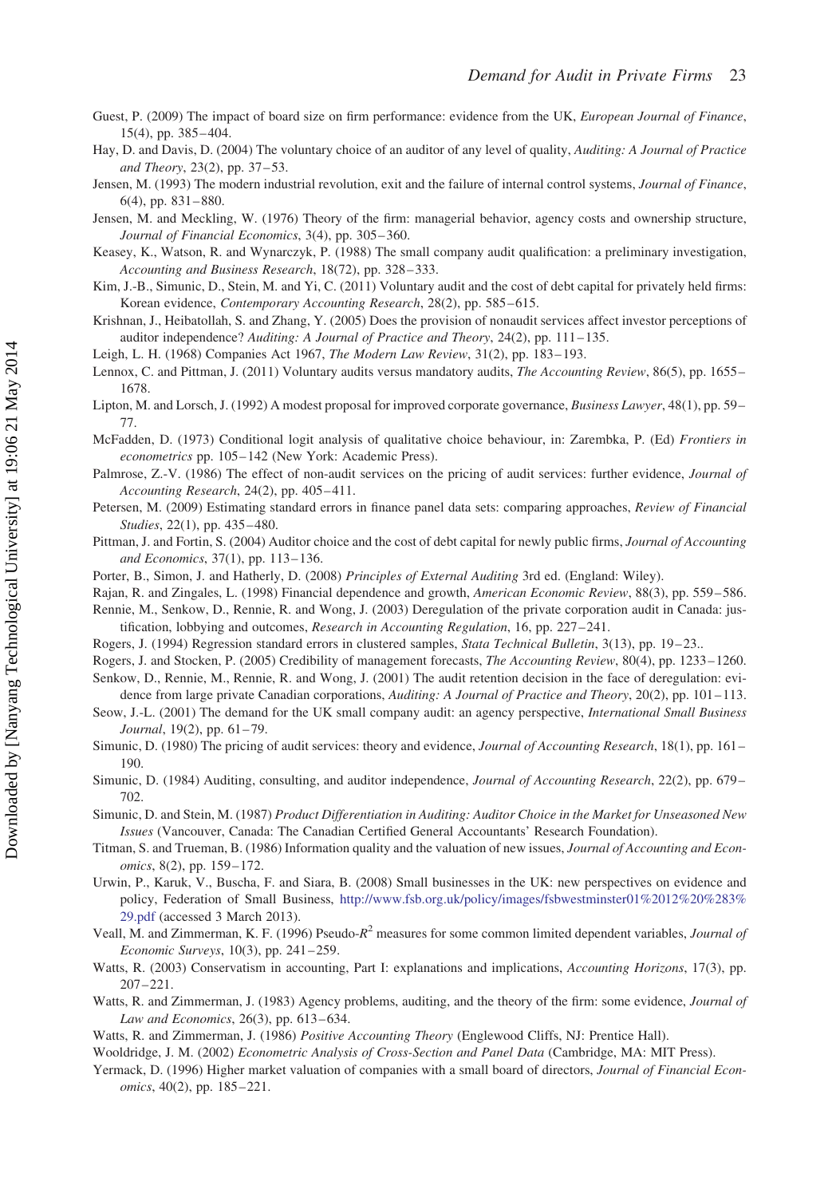Guest, P. (2009) The impact of board size on firm performance: evidence from the UK, *European Journal of Finance*, 15(4), pp. 385–404.

Hay, D. and Davis, D. (2004) The voluntary choice of an auditor of any level of quality, *Auditing: A Journal of Practice and Theory*, 23(2), pp. 37–53.

Jensen, M. (1993) The modern industrial revolution, exit and the failure of internal control systems, *Journal of Finance*, 6(4), pp. 831–880.

Jensen, M. and Meckling, W. (1976) Theory of the firm: managerial behavior, agency costs and ownership structure, *Journal of Financial Economics*, 3(4), pp. 305–360.

Keasey, K., Watson, R. and Wynarczyk, P. (1988) The small company audit qualification: a preliminary investigation, *Accounting and Business Research*, 18(72), pp. 328–333.

Kim, J.-B., Simunic, D., Stein, M. and Yi, C. (2011) Voluntary audit and the cost of debt capital for privately held firms: Korean evidence, *Contemporary Accounting Research*, 28(2), pp. 585–615.

Krishnan, J., Heibatollah, S. and Zhang, Y. (2005) Does the provision of nonaudit services affect investor perceptions of auditor independence? *Auditing: A Journal of Practice and Theory*, 24(2), pp. 111–135.

Leigh, L. H. (1968) Companies Act 1967, *The Modern Law Review*, 31(2), pp. 183–193.

Lennox, C. and Pittman, J. (2011) Voluntary audits versus mandatory audits, *The Accounting Review*, 86(5), pp. 1655–1678.

Lipton, M. and Lorsch, J. (1992) A modest proposal for improved corporate governance, *Business Lawyer*, 48(1), pp. 59–77.

McFadden, D. (1973) Conditional logit analysis of qualitative choice behaviour, in: Zarembka, P. (Ed) *Frontiers in econometrics* pp. 105–142 (New York: Academic Press).

Palmrose, Z.-V. (1986) The effect of non-audit services on the pricing of audit services: further evidence, *Journal of Accounting Research*, 24(2), pp. 405–411.

Petersen, M. (2009) Estimating standard errors in finance panel data sets: comparing approaches, *Review of Financial Studies*, 22(1), pp. 435–480.

Pittman, J. and Fortin, S. (2004) Auditor choice and the cost of debt capital for newly public firms, *Journal of Accounting and Economics*, 37(1), pp. 113–136.

Porter, B., Simon, J. and Hatherly, D. (2008) *Principles of External Auditing* 3rd ed. (England: Wiley).

Rajan, R. and Zingales, L. (1998) Financial dependence and growth, *American Economic Review*, 88(3), pp. 559–586.

Rennie, M., Senkow, D., Rennie, R. and Wong, J. (2003) Deregulation of the private corporation audit in Canada: justification, lobbying and outcomes, *Research in Accounting Regulation*, 16, pp. 227–241.

Rogers, J. (1994) Regression standard errors in clustered samples, *Stata Technical Bulletin*, 3(13), pp. 19–23..

Rogers, J. and Stocken, P. (2005) Credibility of management forecasts, *The Accounting Review*, 80(4), pp. 1233–1260.

Senkow, D., Rennie, M., Rennie, R. and Wong, J. (2001) The audit retention decision in the face of deregulation: evidence from large private Canadian corporations, *Auditing: A Journal of Practice and Theory*, 20(2), pp. 101–113.

Seow, J.-L. (2001) The demand for the UK small company audit: an agency perspective, *International Small Business Journal*, 19(2), pp. 61–79.

Simunic, D. (1980) The pricing of audit services: theory and evidence, *Journal of Accounting Research*, 18(1), pp. 161–190.

Simunic, D. (1984) Auditing, consulting, and auditor independence, *Journal of Accounting Research*, 22(2), pp. 679–702.

Simunic, D. and Stein, M. (1987) *Product Differentiation in Auditing: Auditor Choice in the Market for Unseasoned New Issues* (Vancouver, Canada: The Canadian Certified General Accountants' Research Foundation).

Titman, S. and Trueman, B. (1986) Information quality and the valuation of new issues, *Journal of Accounting and Economics*, 8(2), pp. 159–172.

Urwin, P., Karuk, V., Buscha, F. and Siara, B. (2008) Small businesses in the UK: new perspectives on evidence and policy, Federation of Small Business, http://www.fsb.org.uk/policy/images/fsbwestminster01%2012%20%283%29.pdf (accessed 3 March 2013).

Veall, M. and Zimmerman, K. F. (1996) Pseudo-$R^2$ measures for some common limited dependent variables, *Journal of Economic Surveys*, 10(3), pp. 241–259.

Watts, R. (2003) Conservatism in accounting, Part I: explanations and implications, *Accounting Horizons*, 17(3), pp. 207–221.

Watts, R. and Zimmerman, J. (1983) Agency problems, auditing, and the theory of the firm: some evidence, *Journal of Law and Economics*, 26(3), pp. 613–634.

Watts, R. and Zimmerman, J. (1986) *Positive Accounting Theory* (Englewood Cliffs, NJ: Prentice Hall).

Wooldridge, J. M. (2002) *Econometric Analysis of Cross-Section and Panel Data* (Cambridge, MA: MIT Press).

Yermack, D. (1996) Higher market valuation of companies with a small board of directors, *Journal of Financial Economics*, 40(2), pp. 185–221.